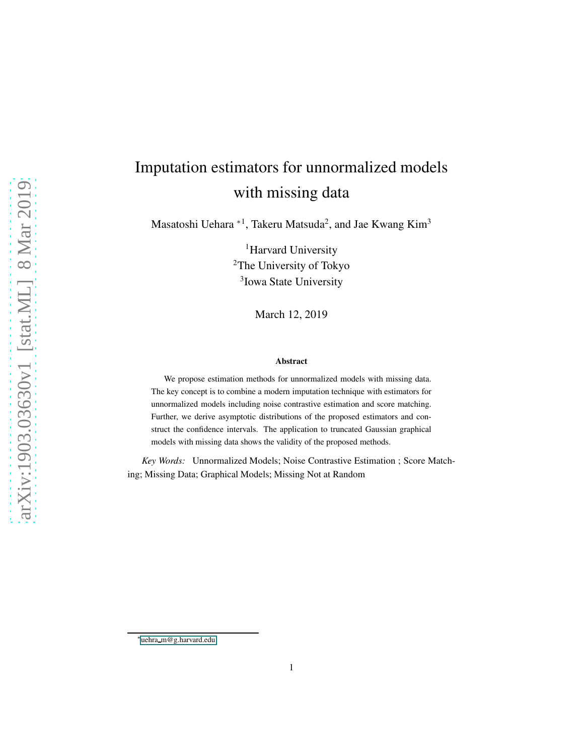# Imputation estimators for unnormalized models with missing data

Masatoshi Uehara *[1], Takeru Matsuda[2], and Jae Kwang Kim[3]

[1]Harvard University

[2]The University of Tokyo

[3]Iowa State University

March 12, 2019

### Abstract

We propose estimation methods for unnormalized models with missing data. The key concept is to combine a modern imputation technique with estimators for unnormalized models including noise contrastive estimation and score matching. Further, we derive asymptotic distributions of the proposed estimators and construct the confidence intervals. The application to truncated Gaussian graphical models with missing data shows the validity of the proposed methods.

*Key Words:* Unnormalized Models; Noise Contrastive Estimation ; Score Matching; Missing Data; Graphical Models; Missing Not at Random

*uehra_m@g.harvard.edu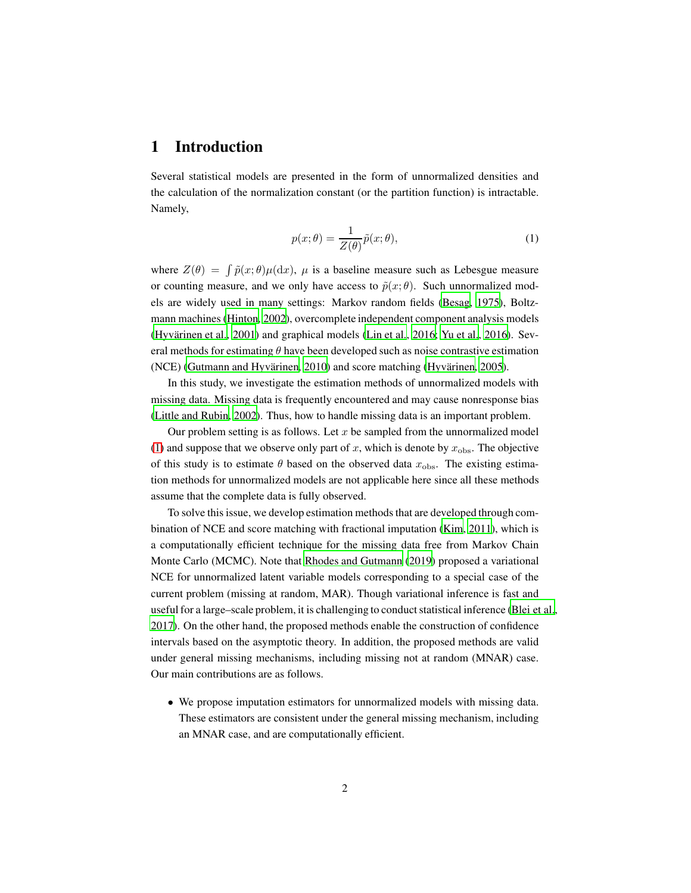# 1 Introduction

Several statistical models are presented in the form of unnormalized densities and the calculation of the normalization constant (or the partition function) is intractable. Namely,

$$p(x;\theta) = \frac{1}{Z(\theta)}\tilde{p}(x;\theta), \tag{1}$$

where $Z(\theta) = \int \tilde{p}(x;\theta)\mu(\mathrm{d}x)$, $\mu$ is a baseline measure such as Lebesgue measure or counting measure, and we only have access to $\tilde{p}(x;\theta)$. Such unnormalized models are widely used in many settings: Markov random fields (Besag, 1975), Boltzmann machines (Hinton, 2002), overcomplete independent component analysis models (Hyvärinen et al., 2001) and graphical models (Lin et al., 2016; Yu et al., 2016). Several methods for estimating $\theta$ have been developed such as noise contrastive estimation (NCE) (Gutmann and Hyvärinen, 2010) and score matching (Hyvärinen, 2005).

In this study, we investigate the estimation methods of unnormalized models with missing data. Missing data is frequently encountered and may cause nonresponse bias (Little and Rubin, 2002). Thus, how to handle missing data is an important problem.

Our problem setting is as follows. Let $x$ be sampled from the unnormalized model (1) and suppose that we observe only part of $x$, which is denote by $x_{\mathrm{obs}}$. The objective of this study is to estimate $\theta$ based on the observed data $x_{\mathrm{obs}}$. The existing estimation methods for unnormalized models are not applicable here since all these methods assume that the complete data is fully observed.

To solve this issue, we develop estimation methods that are developed through combination of NCE and score matching with fractional imputation (Kim, 2011), which is a computationally efficient technique for the missing data free from Markov Chain Monte Carlo (MCMC). Note that Rhodes and Gutmann (2019) proposed a variational NCE for unnormalized latent variable models corresponding to a special case of the current problem (missing at random, MAR). Though variational inference is fast and useful for a large–scale problem, it is challenging to conduct statistical inference (Blei et al., 2017). On the other hand, the proposed methods enable the construction of confidence intervals based on the asymptotic theory. In addition, the proposed methods are valid under general missing mechanisms, including missing not at random (MNAR) case. Our main contributions are as follows.

- We propose imputation estimators for unnormalized models with missing data. These estimators are consistent under the general missing mechanism, including an MNAR case, and are computationally efficient.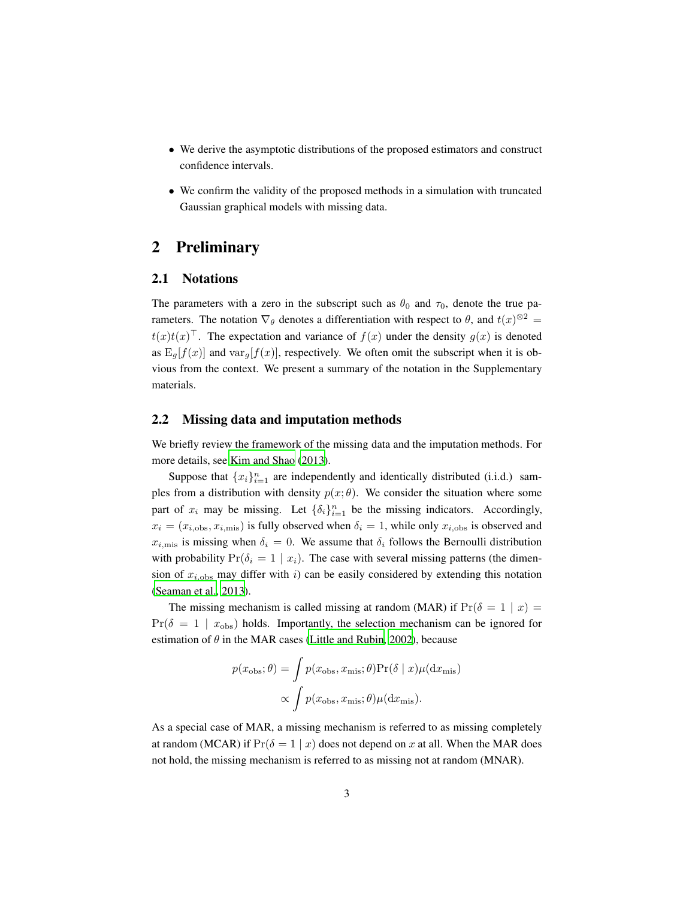- We derive the asymptotic distributions of the proposed estimators and construct confidence intervals.
- We confirm the validity of the proposed methods in a simulation with truncated Gaussian graphical models with missing data.

# 2 Preliminary

## 2.1 Notations

The parameters with a zero in the subscript such as $\theta_0$ and $\tau_0$, denote the true parameters. The notation $\nabla_\theta$ denotes a differentiation with respect to $\theta$, and $t(x)^{\otimes 2} = t(x)t(x)^\top$. The expectation and variance of $f(x)$ under the density $g(x)$ is denoted as $\mathrm{E}_g[f(x)]$ and $\mathrm{var}_g[f(x)]$, respectively. We often omit the subscript when it is obvious from the context. We present a summary of the notation in the Supplementary materials.

## 2.2 Missing data and imputation methods

We briefly review the framework of the missing data and the imputation methods. For more details, see Kim and Shao (2013).

Suppose that $\{x_i\}_{i=1}^n$ are independently and identically distributed (i.i.d.) samples from a distribution with density $p(x;\theta)$. We consider the situation where some part of $x_i$ may be missing. Let $\{\delta_i\}_{i=1}^n$ be the missing indicators. Accordingly, $x_i = (x_{i,\mathrm{obs}}, x_{i,\mathrm{mis}})$ is fully observed when $\delta_i = 1$, while only $x_{i,\mathrm{obs}}$ is observed and $x_{i,\mathrm{mis}}$ is missing when $\delta_i = 0$. We assume that $\delta_i$ follows the Bernoulli distribution with probability $\Pr(\delta_i = 1 \mid x_i)$. The case with several missing patterns (the dimension of $x_{i,\mathrm{obs}}$ may differ with $i$) can be easily considered by extending this notation (Seaman et al., 2013).

The missing mechanism is called missing at random (MAR) if $\Pr(\delta = 1 \mid x) = \Pr(\delta = 1 \mid x_{\mathrm{obs}})$ holds. Importantly, the selection mechanism can be ignored for estimation of $\theta$ in the MAR cases (Little and Rubin, 2002), because

$$
\begin{aligned}
p(x_{\mathrm{obs}};\theta) &= \int p(x_{\mathrm{obs}}, x_{\mathrm{mis}};\theta)\Pr(\delta \mid x)\mu(\mathrm{d}x_{\mathrm{mis}}) \\
&\propto \int p(x_{\mathrm{obs}}, x_{\mathrm{mis}};\theta)\mu(\mathrm{d}x_{\mathrm{mis}}).
\end{aligned}
$$

As a special case of MAR, a missing mechanism is referred to as missing completely at random (MCAR) if $\Pr(\delta = 1 \mid x)$ does not depend on $x$ at all. When the MAR does not hold, the missing mechanism is referred to as missing not at random (MNAR).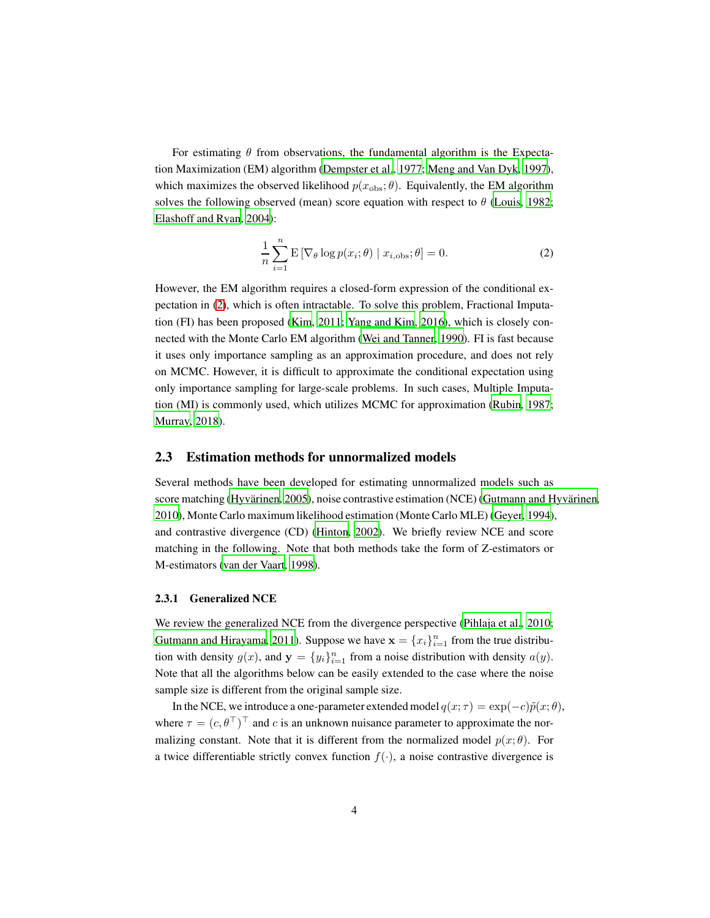For estimating $\theta$ from observations, the fundamental algorithm is the Expectation Maximization (EM) algorithm (Dempster et al., 1977; Meng and Van Dyk, 1997), which maximizes the observed likelihood $p(x_{\mathrm{obs}}; \theta)$. Equivalently, the EM algorithm solves the following observed (mean) score equation with respect to $\theta$ (Louis, 1982; Elashoff and Ryan, 2004):

$$\frac{1}{n}\sum_{i=1}^{n} \mathrm{E}\left[\nabla_\theta \log p(x_i; \theta) \mid x_{i,\mathrm{obs}}; \theta\right] = 0. \tag{2}$$

However, the EM algorithm requires a closed-form expression of the conditional expectation in (2), which is often intractable. To solve this problem, Fractional Imputation (FI) has been proposed (Kim, 2011; Yang and Kim, 2016), which is closely connected with the Monte Carlo EM algorithm (Wei and Tanner, 1990). FI is fast because it uses only importance sampling as an approximation procedure, and does not rely on MCMC. However, it is difficult to approximate the conditional expectation using only importance sampling for large-scale problems. In such cases, Multiple Imputation (MI) is commonly used, which utilizes MCMC for approximation (Rubin, 1987; Murray, 2018).

## 2.3 Estimation methods for unnormalized models

Several methods have been developed for estimating unnormalized models such as score matching (Hyvärinen, 2005), noise contrastive estimation (NCE) (Gutmann and Hyvärinen, 2010), Monte Carlo maximum likelihood estimation (Monte Carlo MLE) (Geyer, 1994), and contrastive divergence (CD) (Hinton, 2002). We briefly review NCE and score matching in the following. Note that both methods take the form of Z-estimators or M-estimators (van der Vaart, 1998).

### 2.3.1 Generalized NCE

We review the generalized NCE from the divergence perspective (Pihlaja et al., 2010; Gutmann and Hirayama, 2011). Suppose we have $\mathbf{x} = \{x_i\}_{i=1}^n$ from the true distribution with density $g(x)$, and $\mathbf{y} = \{y_i\}_{i=1}^n$ from a noise distribution with density $a(y)$. Note that all the algorithms below can be easily extended to the case where the noise sample size is different from the original sample size.

In the NCE, we introduce a one-parameter extended model $q(x; \tau) = \exp(-c)\tilde{p}(x; \theta)$, where $\tau = (c, \theta^\top)^\top$ and $c$ is an unknown nuisance parameter to approximate the normalizing constant. Note that it is different from the normalized model $p(x; \theta)$. For a twice differentiable strictly convex function $f(\cdot)$, a noise contrastive divergence is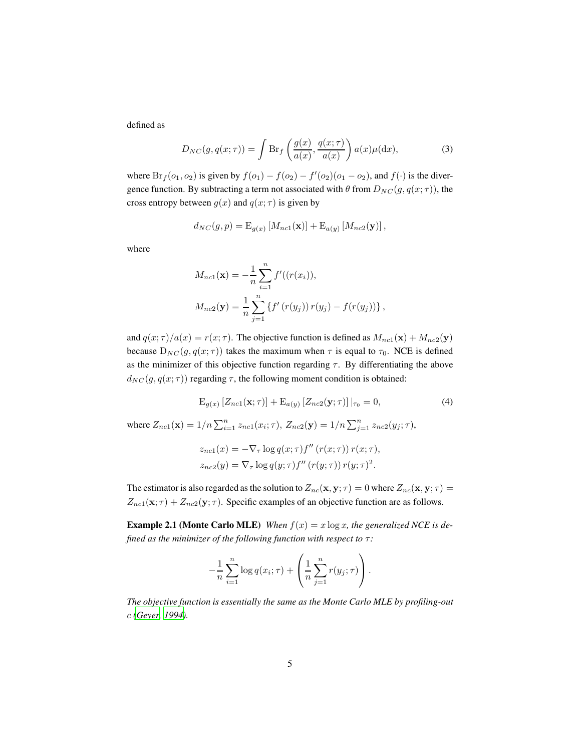defined as

$$D_{NC}(g, q(x;\tau)) = \int \mathrm{Br}_f \left( \frac{g(x)}{a(x)}, \frac{q(x;\tau)}{a(x)} \right) a(x)\mu(\mathrm{d}x), \tag{3}$$

where $\mathrm{Br}_f(o_1, o_2)$ is given by $f(o_1) - f(o_2) - f'(o_2)(o_1 - o_2)$, and $f(\cdot)$ is the divergence function. By subtracting a term not associated with $\theta$ from $D_{NC}(g, q(x;\tau))$, the cross entropy between $g(x)$ and $q(x;\tau)$ is given by

$$d_{NC}(g, p) = \mathrm{E}_{g(x)}\left[M_{nc1}(\mathbf{x})\right] + \mathrm{E}_{a(y)}\left[M_{nc2}(\mathbf{y})\right],$$

where

$$M_{nc1}(\mathbf{x}) = -\frac{1}{n}\sum_{i=1}^{n} f'((r(x_i)),$$
$$M_{nc2}(\mathbf{y}) = \frac{1}{n}\sum_{j=1}^{n} \left\{ f'\left(r(y_j)\right) r(y_j) - f(r(y_j)) \right\},$$

and $q(x;\tau)/a(x) = r(x;\tau)$. The objective function is defined as $M_{nc1}(\mathbf{x}) + M_{nc2}(\mathbf{y})$ because $\mathrm{D}_{NC}(g, q(x;\tau))$ takes the maximum when $\tau$ is equal to $\tau_0$. NCE is defined as the minimizer of this objective function regarding $\tau$. By differentiating the above $d_{NC}(g, q(x;\tau))$ regarding $\tau$, the following moment condition is obtained:

$$\mathrm{E}_{g(x)}\left[Z_{nc1}(\mathbf{x};\tau)\right] + \mathrm{E}_{a(y)}\left[Z_{nc2}(\mathbf{y};\tau)\right]|_{\tau_0} = 0, \tag{4}$$

where $Z_{nc1}(\mathbf{x}) = 1/n\sum_{i=1}^{n} z_{nc1}(x_i;\tau)$, $Z_{nc2}(\mathbf{y}) = 1/n\sum_{j=1}^{n} z_{nc2}(y_j;\tau)$,

$$z_{nc1}(x) = -\nabla_\tau \log q(x;\tau) f''\left(r(x;\tau)\right) r(x;\tau),$$
$$z_{nc2}(y) = \nabla_\tau \log q(y;\tau) f''\left(r(y;\tau)\right) r(y;\tau)^2.$$

The estimator is also regarded as the solution to $Z_{nc}(\mathbf{x}, \mathbf{y};\tau) = 0$ where $Z_{nc}(\mathbf{x}, \mathbf{y};\tau) = Z_{nc1}(\mathbf{x};\tau) + Z_{nc2}(\mathbf{y};\tau)$. Specific examples of an objective function are as follows.

**Example 2.1 (Monte Carlo MLE)** *When $f(x) = x\log x$, the generalized NCE is defined as the minimizer of the following function with respect to $\tau$:*

$$-\frac{1}{n}\sum_{i=1}^{n} \log q(x_i;\tau) + \left( \frac{1}{n}\sum_{j=1}^{n} r(y_j;\tau) \right).$$

*The objective function is essentially the same as the Monte Carlo MLE by profiling-out $c$ (Geyer, 1994).*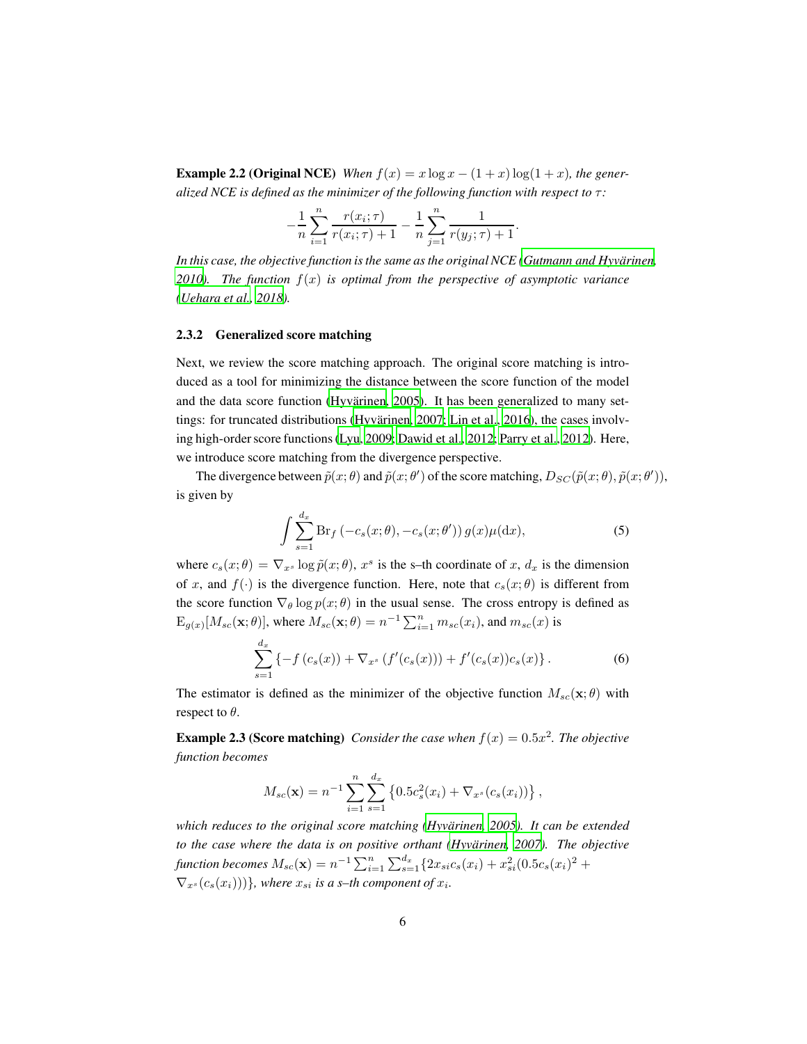**Example 2.2 (Original NCE)** *When $f(x) = x\log x - (1+x)\log(1+x)$, the generalized NCE is defined as the minimizer of the following function with respect to $\tau$:*

$$-\frac{1}{n}\sum_{i=1}^{n}\frac{r(x_i;\tau)}{r(x_i;\tau)+1} - \frac{1}{n}\sum_{j=1}^{n}\frac{1}{r(y_j;\tau)+1}.$$

*In this case, the objective function is the same as the original NCE (Gutmann and Hyvärinen, 2010). The function $f(x)$ is optimal from the perspective of asymptotic variance (Uehara et al., 2018).*

#### 2.3.2 Generalized score matching

Next, we review the score matching approach. The original score matching is introduced as a tool for minimizing the distance between the score function of the model and the data score function (Hyvärinen, 2005). It has been generalized to many settings: for truncated distributions (Hyvärinen, 2007; Lin et al., 2016), the cases involving high-order score functions (Lyu, 2009; Dawid et al., 2012; Parry et al., 2012). Here, we introduce score matching from the divergence perspective.

The divergence between $\tilde{p}(x;\theta)$ and $\tilde{p}(x;\theta')$ of the score matching, $D_{SC}(\tilde{p}(x;\theta), \tilde{p}(x;\theta'))$, is given by

$$\int \sum_{s=1}^{d_x} \mathrm{Br}_f\left(-c_s(x;\theta), -c_s(x;\theta')\right) g(x)\mu(\mathrm{d}x), \tag{5}$$

where $c_s(x;\theta) = \nabla_{x^s}\log\tilde{p}(x;\theta)$, $x^s$ is the s–th coordinate of $x$, $d_x$ is the dimension of $x$, and $f(\cdot)$ is the divergence function. Here, note that $c_s(x;\theta)$ is different from the score function $\nabla_\theta \log p(x;\theta)$ in the usual sense. The cross entropy is defined as $\mathrm{E}_{g(x)}[M_{sc}(\mathbf{x};\theta)]$, where $M_{sc}(\mathbf{x};\theta) = n^{-1}\sum_{i=1}^{n} m_{sc}(x_i)$, and $m_{sc}(x)$ is

$$\sum_{s=1}^{d_x}\left\{-f\left(c_s(x)\right) + \nabla_{x^s}\left(f'(c_s(x))\right) + f'(c_s(x))c_s(x)\right\}. \tag{6}$$

The estimator is defined as the minimizer of the objective function $M_{sc}(\mathbf{x};\theta)$ with respect to $\theta$.

**Example 2.3 (Score matching)** *Consider the case when $f(x) = 0.5x^2$. The objective function becomes*

$$M_{sc}(\mathbf{x}) = n^{-1}\sum_{i=1}^{n}\sum_{s=1}^{d_x}\left\{0.5c_s^2(x_i) + \nabla_{x^s}(c_s(x_i))\right\},$$

*which reduces to the original score matching (Hyvärinen, 2005). It can be extended to the case where the data is on positive orthant (Hyvärinen, 2007). The objective function becomes $M_{sc}(\mathbf{x}) = n^{-1}\sum_{i=1}^{n}\sum_{s=1}^{d_x}\{2x_{si}c_s(x_i) + x_{si}^2(0.5c_s(x_i)^2 + \nabla_{x^s}(c_s(x_i)))\}$, where $x_{si}$ is a s–th component of $x_i$.*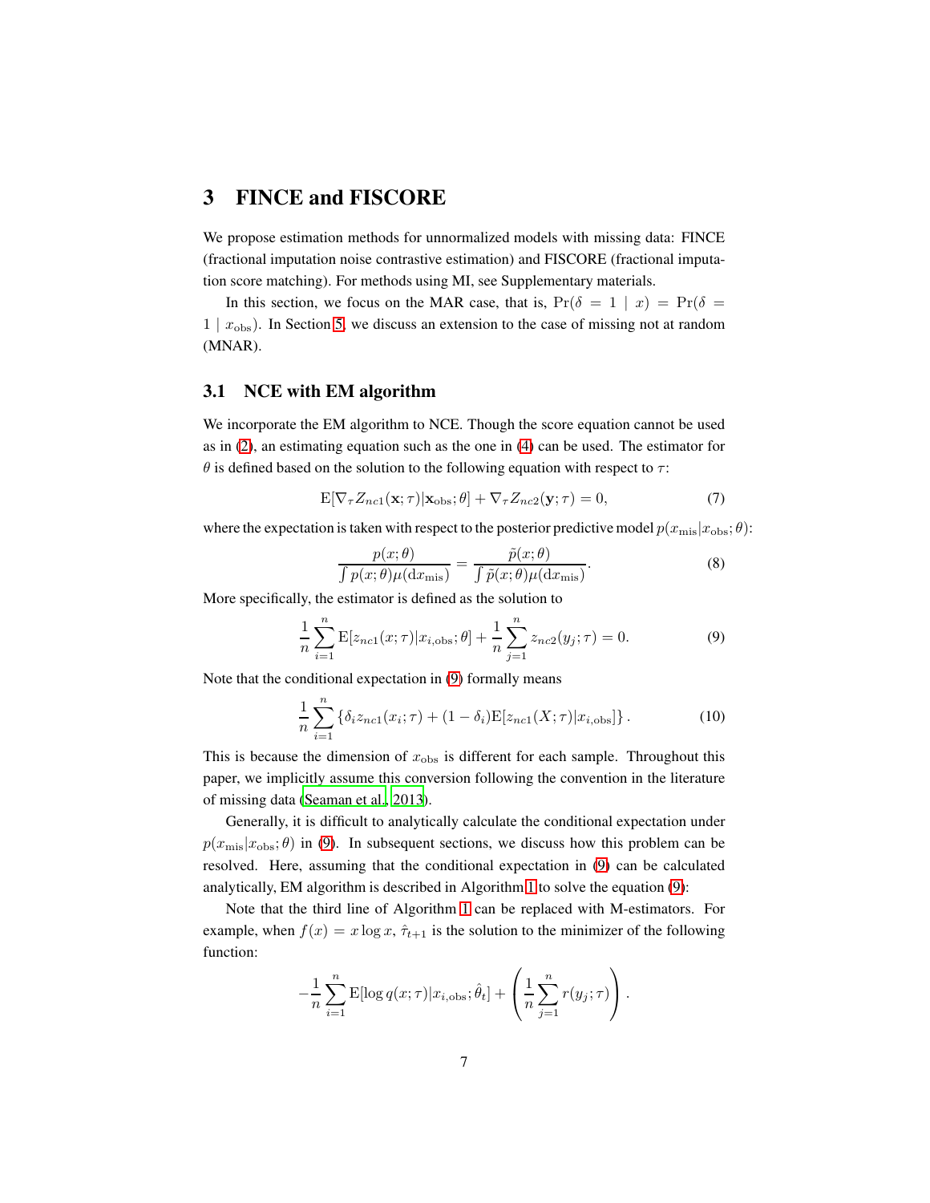## 3 FINCE and FISCORE

We propose estimation methods for unnormalized models with missing data: FINCE (fractional imputation noise contrastive estimation) and FISCORE (fractional imputation score matching). For methods using MI, see Supplementary materials.

In this section, we focus on the MAR case, that is, $\Pr(\delta = 1 \mid x) = \Pr(\delta = 1 \mid x_{\mathrm{obs}})$. In Section 5, we discuss an extension to the case of missing not at random (MNAR).

### 3.1 NCE with EM algorithm

We incorporate the EM algorithm to NCE. Though the score equation cannot be used as in (2), an estimating equation such as the one in (4) can be used. The estimator for $\theta$ is defined based on the solution to the following equation with respect to $\tau$:

$$\mathrm{E}[\nabla_\tau Z_{nc1}(\mathbf{x};\tau)|\mathbf{x}_{\mathrm{obs}};\theta] + \nabla_\tau Z_{nc2}(\mathbf{y};\tau) = 0, \tag{7}$$

where the expectation is taken with respect to the posterior predictive model $p(x_{\mathrm{mis}}|x_{\mathrm{obs}};\theta)$:

$$\frac{p(x;\theta)}{\int p(x;\theta)\mu(\mathrm{d}x_{\mathrm{mis}})} = \frac{\tilde{p}(x;\theta)}{\int \tilde{p}(x;\theta)\mu(\mathrm{d}x_{\mathrm{mis}})}. \tag{8}$$

More specifically, the estimator is defined as the solution to

$$\frac{1}{n}\sum_{i=1}^{n}\mathrm{E}[z_{nc1}(x;\tau)|x_{i,\mathrm{obs}};\theta] + \frac{1}{n}\sum_{j=1}^{n} z_{nc2}(y_j;\tau) = 0. \tag{9}$$

Note that the conditional expectation in (9) formally means

$$\frac{1}{n}\sum_{i=1}^{n}\left\{\delta_i z_{nc1}(x_i;\tau) + (1-\delta_i)\mathrm{E}[z_{nc1}(X;\tau)|x_{i,\mathrm{obs}}]\right\}. \tag{10}$$

This is because the dimension of $x_{\mathrm{obs}}$ is different for each sample. Throughout this paper, we implicitly assume this conversion following the convention in the literature of missing data (Seaman et al., 2013).

Generally, it is difficult to analytically calculate the conditional expectation under $p(x_{\mathrm{mis}}|x_{\mathrm{obs}};\theta)$ in (9). In subsequent sections, we discuss how this problem can be resolved. Here, assuming that the conditional expectation in (9) can be calculated analytically, EM algorithm is described in Algorithm 1 to solve the equation (9):

Note that the third line of Algorithm 1 can be replaced with M-estimators. For example, when $f(x) = x\log x$, $\hat{\tau}_{t+1}$ is the solution to the minimizer of the following function:

$$-\frac{1}{n}\sum_{i=1}^{n}\mathrm{E}[\log q(x;\tau)|x_{i,\mathrm{obs}};\hat{\theta}_t] + \left(\frac{1}{n}\sum_{j=1}^{n} r(y_j;\tau)\right).$$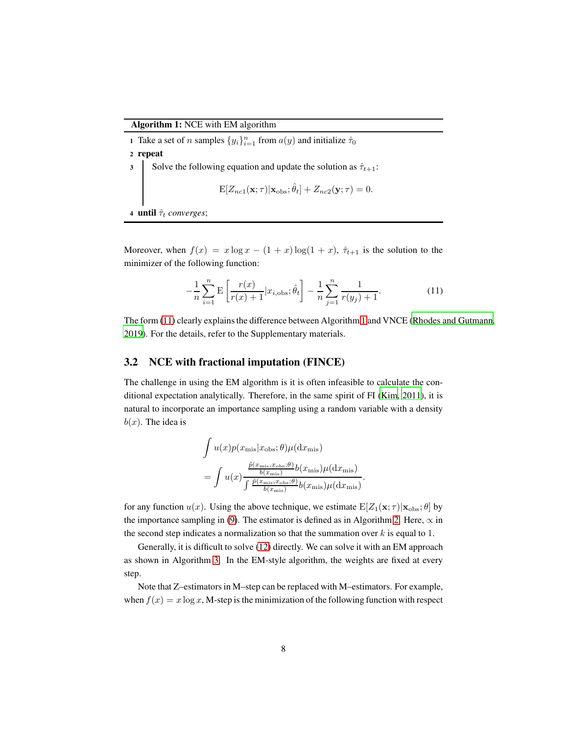**Algorithm 1:** NCE with EM algorithm

1. Take a set of $n$ samples $\{y_i\}_{i=1}^n$ from $a(y)$ and initialize $\hat{\tau}_0$
2. **repeat**
3. Solve the following equation and update the solution as $\hat{\tau}_{t+1}$:
$$\mathrm{E}[Z_{nc1}(\mathbf{x};\tau)|\mathbf{x}_{\mathrm{obs}};\hat{\theta}_t] + Z_{nc2}(\mathbf{y};\tau) = 0.$$
4. **until** $\hat{\tau}_t$ *converges*;

Moreover, when $f(x) = x\log x - (1+x)\log(1+x)$, $\hat{\tau}_{t+1}$ is the solution to the minimizer of the following function:

$$-\frac{1}{n}\sum_{i=1}^{n}\mathrm{E}\left[\frac{r(x)}{r(x)+1}|x_{i,\mathrm{obs}};\hat{\theta}_t\right] - \frac{1}{n}\sum_{j=1}^{n}\frac{1}{r(y_j)+1}. \tag{11}$$

The form (11) clearly explains the difference between Algorithm 1 and VNCE (Rhodes and Gutmann, 2019). For the details, refer to the Supplementary materials.

## 3.2 NCE with fractional imputation (FINCE)

The challenge in using the EM algorithm is it is often infeasible to calculate the conditional expectation analytically. Therefore, in the same spirit of FI (Kim, 2011), it is natural to incorporate an importance sampling using a random variable with a density $b(x)$. The idea is

$$\begin{aligned}
&\int u(x)p(x_{\mathrm{mis}}|x_{\mathrm{obs}};\theta)\mu(\mathrm{d}x_{\mathrm{mis}}) \\
&= \int u(x)\frac{\frac{\tilde{p}(x_{\mathrm{mis}},x_{\mathrm{obs}};\theta)}{b(x_{\mathrm{mis}})}b(x_{\mathrm{mis}})\mu(\mathrm{d}x_{\mathrm{mis}})}{\int\frac{\tilde{p}(x_{\mathrm{mis}},x_{\mathrm{obs}};\theta)}{b(x_{\mathrm{mis}})}b(x_{\mathrm{mis}})\mu(\mathrm{d}x_{\mathrm{mis}})}.
\end{aligned}$$

for any function $u(x)$. Using the above technique, we estimate $\mathrm{E}[Z_1(\mathbf{x};\tau)|\mathbf{x}_{\mathrm{obs}};\theta]$ by the importance sampling in (9). The estimator is defined as in Algorithm 2. Here, $\propto$ in the second step indicates a normalization so that the summation over $k$ is equal to 1.

Generally, it is difficult to solve (12) directly. We can solve it with an EM approach as shown in Algorithm 3. In the EM-style algorithm, the weights are fixed at every step.

Note that Z–estimators in M–step can be replaced with M–estimators. For example, when $f(x) = x\log x$, M-step is the minimization of the following function with respect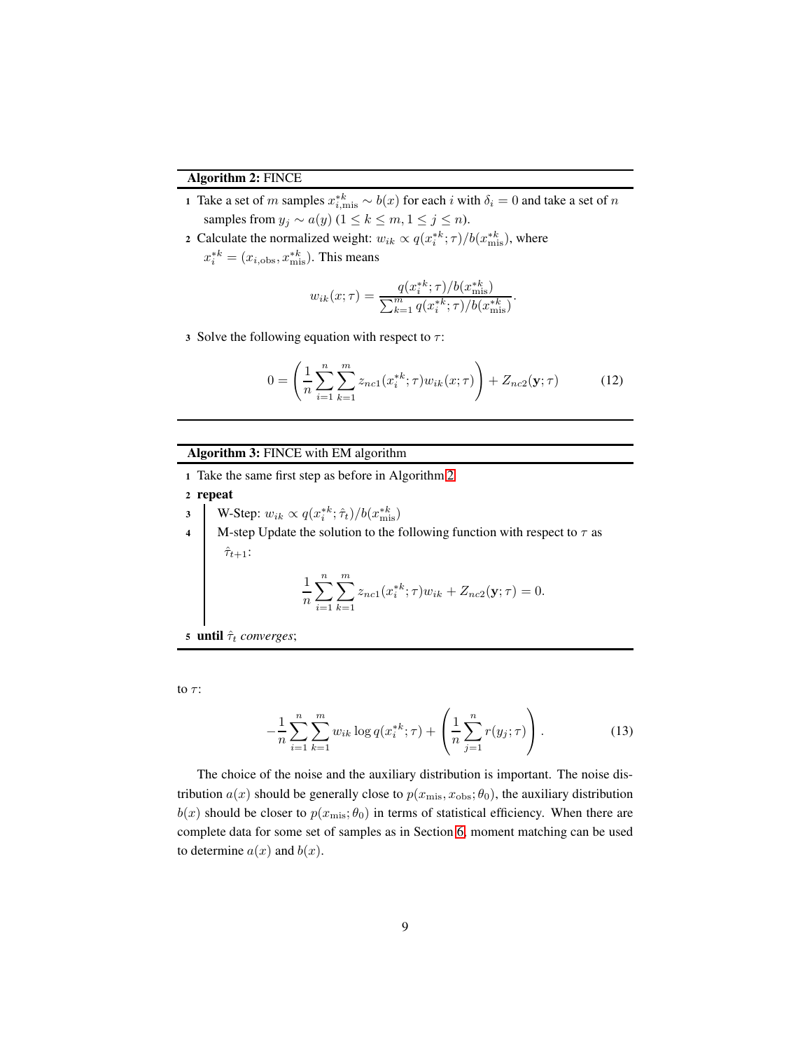**Algorithm 2:** FINCE

1. Take a set of $m$ samples $x^{*k}_{i,\mathrm{mis}} \sim b(x)$ for each $i$ with $\delta_i = 0$ and take a set of $n$ samples from $y_j \sim a(y)$ $(1 \leq k \leq m, 1 \leq j \leq n)$.
2. Calculate the normalized weight: $w_{ik} \propto q(x^{*k}_i;\tau)/b(x^{*k}_{\mathrm{mis}})$, where $x^{*k}_i = (x_{i,\mathrm{obs}}, x^{*k}_{\mathrm{mis}})$. This means
$$w_{ik}(x;\tau) = \frac{q(x^{*k}_i;\tau)/b(x^{*k}_{\mathrm{mis}})}{\sum_{k=1}^{m} q(x^{*k}_i;\tau)/b(x^{*k}_{\mathrm{mis}})}.$$
3. Solve the following equation with respect to $\tau$:
$$0 = \left(\frac{1}{n}\sum_{i=1}^{n}\sum_{k=1}^{m} z_{nc1}(x^{*k}_i;\tau) w_{ik}(x;\tau)\right) + Z_{nc2}(\mathbf{y};\tau) \tag{12}$$

**Algorithm 3:** FINCE with EM algorithm

1. Take the same first step as before in Algorithm 2
2. **repeat**
3. W-Step: $w_{ik} \propto q(x^{*k}_i;\hat{\tau}_t)/b(x^{*k}_{\mathrm{mis}})$
4. M-step Update the solution to the following function with respect to $\tau$ as $\hat{\tau}_{t+1}$:
$$\frac{1}{n}\sum_{i=1}^{n}\sum_{k=1}^{m} z_{nc1}(x^{*k}_i;\tau) w_{ik} + Z_{nc2}(\mathbf{y};\tau) = 0.$$
5. **until** $\hat{\tau}_t$ *converges*;

to $\tau$:

$$-\frac{1}{n}\sum_{i=1}^{n}\sum_{k=1}^{m} w_{ik} \log q(x^{*k}_i;\tau) + \left(\frac{1}{n}\sum_{j=1}^{n} r(y_j;\tau)\right). \tag{13}$$

The choice of the noise and the auxiliary distribution is important. The noise distribution $a(x)$ should be generally close to $p(x_{\mathrm{mis}}, x_{\mathrm{obs}};\theta_0)$, the auxiliary distribution $b(x)$ should be closer to $p(x_{\mathrm{mis}};\theta_0)$ in terms of statistical efficiency. When there are complete data for some set of samples as in Section 6, moment matching can be used to determine $a(x)$ and $b(x)$.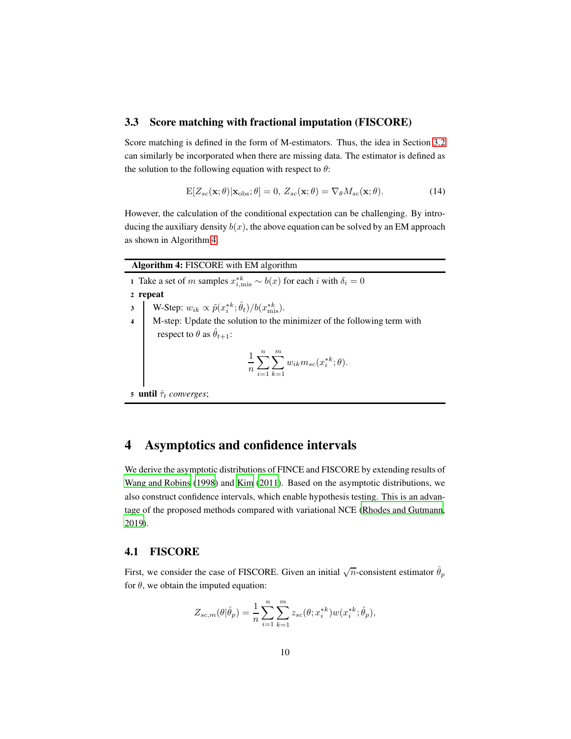### 3.3 Score matching with fractional imputation (FISCORE)

Score matching is defined in the form of M-estimators. Thus, the idea in Section 3.2 can similarly be incorporated when there are missing data. The estimator is defined as the solution to the following equation with respect to $\theta$:

$$\mathrm{E}[Z_{sc}(\mathbf{x};\theta)|\mathbf{x}_{\mathrm{obs}};\theta]=0,\ Z_{sc}(\mathbf{x};\theta)=\nabla_{\theta}M_{sc}(\mathbf{x};\theta). \tag{14}$$

However, the calculation of the conditional expectation can be challenging. By introducing the auxiliary density $b(x)$, the above equation can be solved by an EM approach as shown in Algorithm 4.

**Algorithm 4:** FISCORE with EM algorithm

1. Take a set of $m$ samples $x^{*k}_{i,\mathrm{mis}} \sim b(x)$ for each $i$ with $\delta_i = 0$
2. **repeat**
3. W-Step: $w_{ik} \propto \tilde{p}(x^{*k}_i;\hat{\theta}_t)/b(x^{*k}_{\mathrm{mis}})$.
4. M-step: Update the solution to the minimizer of the following term with respect to $\theta$ as $\hat{\theta}_{t+1}$:
$$\frac{1}{n}\sum_{i=1}^{n}\sum_{k=1}^{m} w_{ik} m_{sc}(x^{*k}_i;\theta).$$
5. **until** $\hat{\tau}_t$ *converges*;

## 4 Asymptotics and confidence intervals

We derive the asymptotic distributions of FINCE and FISCORE by extending results of Wang and Robins (1998) and Kim (2011). Based on the asymptotic distributions, we also construct confidence intervals, which enable hypothesis testing. This is an advantage of the proposed methods compared with variational NCE (Rhodes and Gutmann, 2019).

### 4.1 FISCORE

First, we consider the case of FISCORE. Given an initial $\sqrt{n}$-consistent estimator $\hat{\theta}_p$ for $\theta$, we obtain the imputed equation:

$$Z_{sc,m}(\theta|\hat{\theta}_p)=\frac{1}{n}\sum_{i=1}^{n}\sum_{k=1}^{m} z_{sc}(\theta;x^{*k}_i)w(x^{*k}_i;\hat{\theta}_p),$$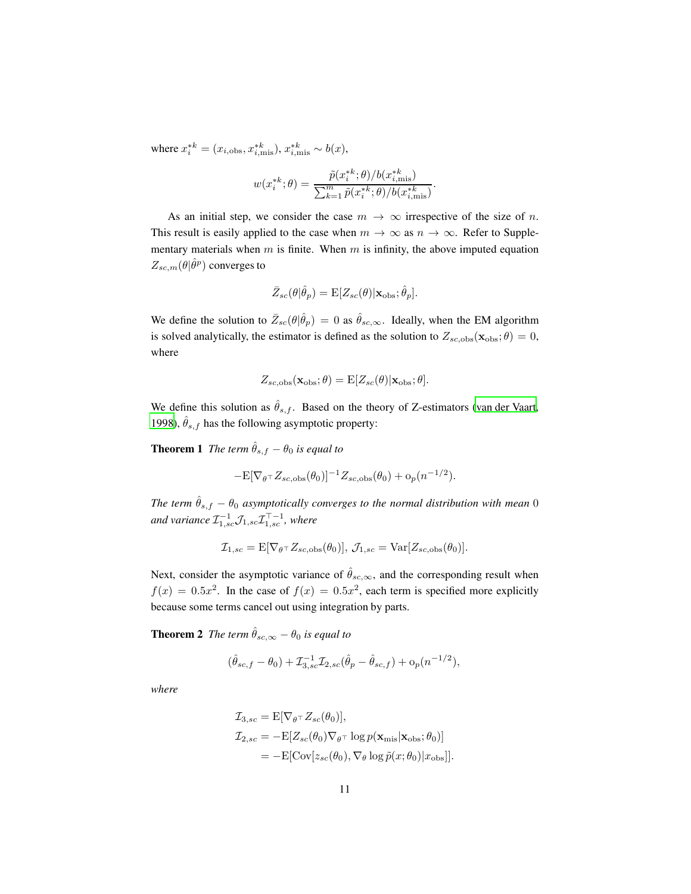where $x_i^{*k} = (x_{i,\mathrm{obs}}, x_{i,\mathrm{mis}}^{*k})$, $x_{i,\mathrm{mis}}^{*k} \sim b(x)$,

$$w(x_i^{*k};\theta) = \frac{\tilde{p}(x_i^{*k};\theta)/b(x_{i,\mathrm{mis}}^{*k})}{\sum_{k=1}^{m}\tilde{p}(x_i^{*k};\theta)/b(x_{i,\mathrm{mis}}^{*k})}.$$

As an initial step, we consider the case $m \to \infty$ irrespective of the size of $n$. This result is easily applied to the case when $m \to \infty$ as $n \to \infty$. Refer to Supplementary materials when $m$ is finite. When $m$ is infinity, the above imputed equation $Z_{sc,m}(\theta|\hat{\theta}^p)$ converges to

$$\bar{Z}_{sc}(\theta|\hat{\theta}_p) = \mathrm{E}[Z_{sc}(\theta)|\mathbf{x}_{\mathrm{obs}};\hat{\theta}_p].$$

We define the solution to $\bar{Z}_{sc}(\theta|\hat{\theta}_p) = 0$ as $\hat{\theta}_{sc,\infty}$. Ideally, when the EM algorithm is solved analytically, the estimator is defined as the solution to $Z_{sc,\mathrm{obs}}(\mathbf{x}_{\mathrm{obs}};\theta) = 0$, where

$$Z_{sc,\mathrm{obs}}(\mathbf{x}_{\mathrm{obs}};\theta) = \mathrm{E}[Z_{sc}(\theta)|\mathbf{x}_{\mathrm{obs}};\theta].$$

We define this solution as $\hat{\theta}_{s,f}$. Based on the theory of Z-estimators (van der Vaart, 1998), $\hat{\theta}_{s,f}$ has the following asymptotic property:

**Theorem 1** *The term $\hat{\theta}_{s,f} - \theta_0$ is equal to*

$$-\mathrm{E}[\nabla_{\theta^\top} Z_{sc,\mathrm{obs}}(\theta_0)]^{-1} Z_{sc,\mathrm{obs}}(\theta_0) + \mathrm{o}_p(n^{-1/2}).$$

*The term $\hat{\theta}_{s,f} - \theta_0$ asymptotically converges to the normal distribution with mean $0$ and variance $\mathcal{I}_{1,sc}^{-1}\mathcal{J}_{1,sc}\mathcal{I}_{1,sc}^{\top -1}$, where*

$$\mathcal{I}_{1,sc} = \mathrm{E}[\nabla_{\theta^\top} Z_{sc,\mathrm{obs}}(\theta_0)],\ \mathcal{J}_{1,sc} = \mathrm{Var}[Z_{sc,\mathrm{obs}}(\theta_0)].$$

Next, consider the asymptotic variance of $\hat{\theta}_{sc,\infty}$, and the corresponding result when $f(x) = 0.5x^2$. In the case of $f(x) = 0.5x^2$, each term is specified more explicitly because some terms cancel out using integration by parts.

**Theorem 2** *The term $\hat{\theta}_{sc,\infty} - \theta_0$ is equal to*

$$(\hat{\theta}_{sc,f} - \theta_0) + \mathcal{I}_{3,sc}^{-1}\mathcal{I}_{2,sc}(\hat{\theta}_p - \hat{\theta}_{sc,f}) + \mathrm{o}_p(n^{-1/2}),$$

*where*

$$\begin{aligned}
\mathcal{I}_{3,sc} &= \mathrm{E}[\nabla_{\theta^\top} Z_{sc}(\theta_0)],\\
\mathcal{I}_{2,sc} &= -\mathrm{E}[Z_{sc}(\theta_0)\nabla_{\theta^\top}\log p(\mathbf{x}_{\mathrm{mis}}|\mathbf{x}_{\mathrm{obs}};\theta_0)]\\
&= -\mathrm{E}[\mathrm{Cov}[z_{sc}(\theta_0), \nabla_\theta \log \tilde{p}(x;\theta_0)|x_{\mathrm{obs}}]].
\end{aligned}$$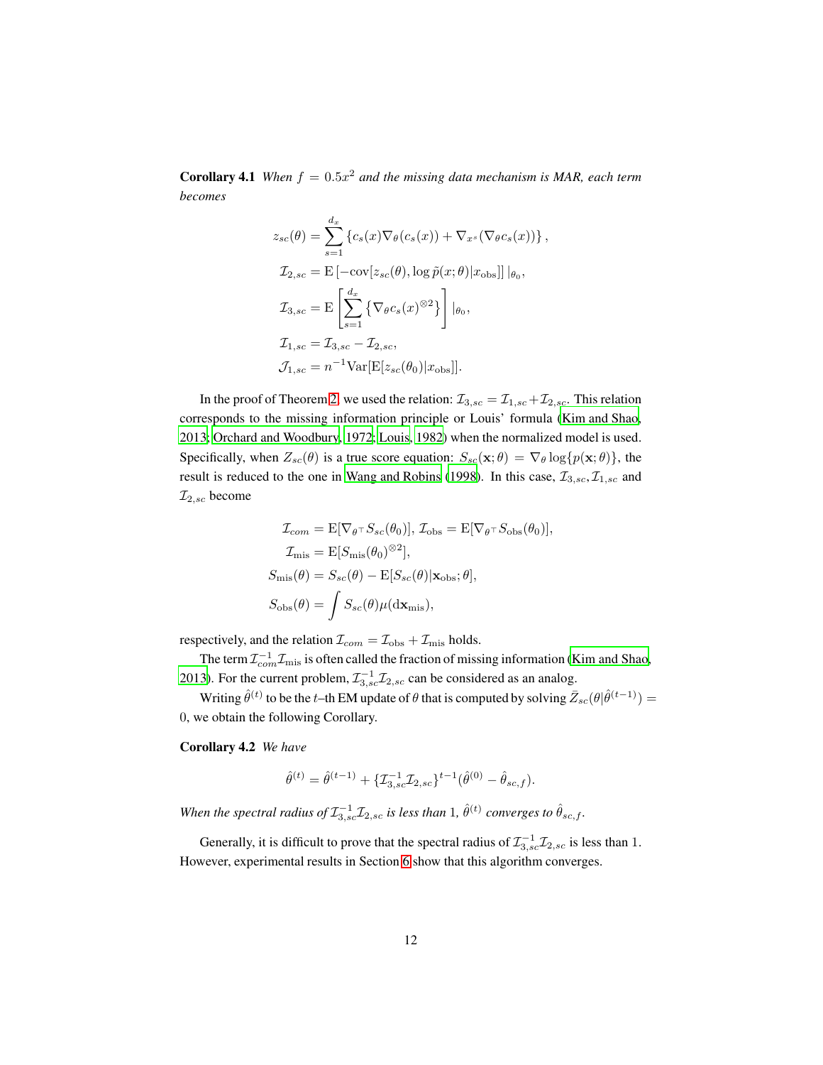**Corollary 4.1** *When $f = 0.5x^2$ and the missing data mechanism is MAR, each term becomes*

$$
\begin{aligned}
z_{sc}(\theta) &= \sum_{s=1}^{d_x} \left\{ c_s(x)\nabla_\theta(c_s(x)) + \nabla_{x^s}(\nabla_\theta c_s(x)) \right\}, \\
\mathcal{I}_{2,sc} &= \mathrm{E}\left[-\mathrm{cov}[z_{sc}(\theta), \log \tilde{p}(x;\theta)|x_{\mathrm{obs}}]\right]|_{\theta_0}, \\
\mathcal{I}_{3,sc} &= \mathrm{E}\left[\sum_{s=1}^{d_x} \left\{ \nabla_\theta c_s(x)^{\otimes 2} \right\}\right]|_{\theta_0}, \\
\mathcal{I}_{1,sc} &= \mathcal{I}_{3,sc} - \mathcal{I}_{2,sc}, \\
\mathcal{J}_{1,sc} &= n^{-1}\mathrm{Var}[\mathrm{E}[z_{sc}(\theta_0)|x_{\mathrm{obs}}]].
\end{aligned}
$$

In the proof of Theorem 2, we used the relation: $\mathcal{I}_{3,sc} = \mathcal{I}_{1,sc} + \mathcal{I}_{2,sc}$. This relation corresponds to the missing information principle or Louis' formula (Kim and Shao, 2013; Orchard and Woodbury, 1972; Louis, 1982) when the normalized model is used. Specifically, when $Z_{sc}(\theta)$ is a true score equation: $S_{sc}(\mathbf{x};\theta) = \nabla_\theta \log\{p(\mathbf{x};\theta)\}$, the result is reduced to the one in Wang and Robins (1998). In this case, $\mathcal{I}_{3,sc}, \mathcal{I}_{1,sc}$ and $\mathcal{I}_{2,sc}$ become

$$
\begin{aligned}
\mathcal{I}_{com} &= \mathrm{E}[\nabla_{\theta^\top} S_{sc}(\theta_0)],\ \mathcal{I}_{\mathrm{obs}} = \mathrm{E}[\nabla_{\theta^\top} S_{\mathrm{obs}}(\theta_0)], \\
\mathcal{I}_{\mathrm{mis}} &= \mathrm{E}[S_{\mathrm{mis}}(\theta_0)^{\otimes 2}], \\
S_{\mathrm{mis}}(\theta) &= S_{sc}(\theta) - \mathrm{E}[S_{sc}(\theta)|\mathbf{x}_{\mathrm{obs}};\theta], \\
S_{\mathrm{obs}}(\theta) &= \int S_{sc}(\theta)\mu(\mathrm{d}\mathbf{x}_{\mathrm{mis}}),
\end{aligned}
$$

respectively, and the relation $\mathcal{I}_{com} = \mathcal{I}_{\mathrm{obs}} + \mathcal{I}_{\mathrm{mis}}$ holds.

The term $\mathcal{I}_{com}^{-1}\mathcal{I}_{\mathrm{mis}}$ is often called the fraction of missing information (Kim and Shao, 2013). For the current problem, $\mathcal{I}_{3,sc}^{-1}\mathcal{I}_{2,sc}$ can be considered as an analog.

Writing $\hat{\theta}^{(t)}$ to be the $t$–th EM update of $\theta$ that is computed by solving $\bar{Z}_{sc}(\theta|\hat{\theta}^{(t-1)}) = 0$, we obtain the following Corollary.

**Corollary 4.2** *We have*

$$
\hat{\theta}^{(t)} = \hat{\theta}^{(t-1)} + \{\mathcal{I}_{3,sc}^{-1}\mathcal{I}_{2,sc}\}^{t-1}(\hat{\theta}^{(0)} - \hat{\theta}_{sc,f}).
$$

*When the spectral radius of $\mathcal{I}_{3,sc}^{-1}\mathcal{I}_{2,sc}$ is less than 1, $\hat{\theta}^{(t)}$ converges to $\hat{\theta}_{sc,f}$.*

Generally, it is difficult to prove that the spectral radius of $\mathcal{I}_{3,sc}^{-1}\mathcal{I}_{2,sc}$ is less than 1. However, experimental results in Section 6 show that this algorithm converges.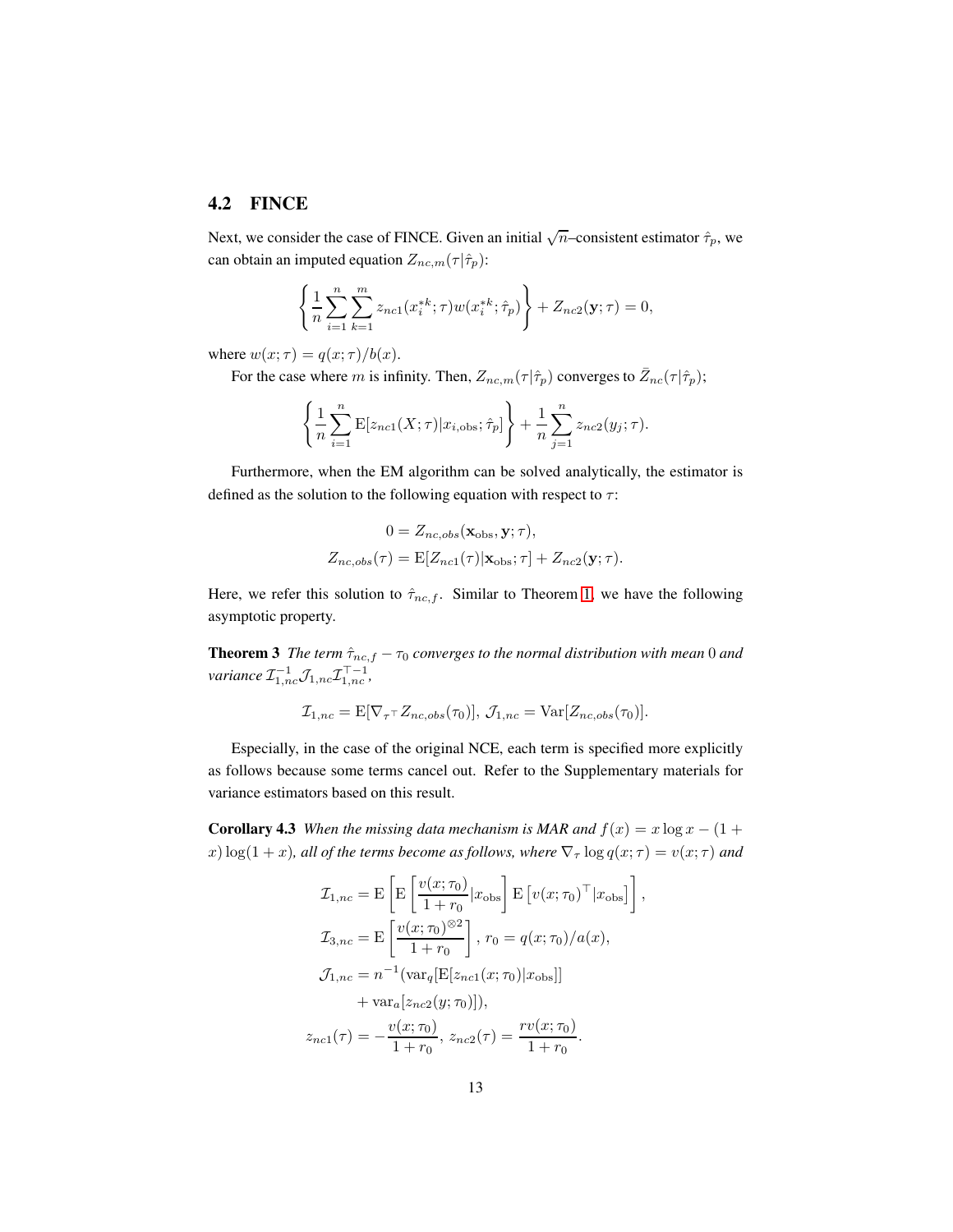## 4.2 FINCE

Next, we consider the case of FINCE. Given an initial $\sqrt{n}$–consistent estimator $\hat{\tau}_p$, we can obtain an imputed equation $Z_{nc,m}(\tau|\hat{\tau}_p)$:

$$\left\{\frac{1}{n}\sum_{i=1}^{n}\sum_{k=1}^{m} z_{nc1}(x_i^{*k};\tau)w(x_i^{*k};\hat{\tau}_p)\right\} + Z_{nc2}(\mathbf{y};\tau) = 0,$$

where $w(x;\tau) = q(x;\tau)/b(x)$.

For the case where $m$ is infinity. Then, $Z_{nc,m}(\tau|\hat{\tau}_p)$ converges to $\bar{Z}_{nc}(\tau|\hat{\tau}_p)$;

$$\left\{\frac{1}{n}\sum_{i=1}^{n}\mathrm{E}[z_{nc1}(X;\tau)|x_{i,\mathrm{obs}};\hat{\tau}_p]\right\} + \frac{1}{n}\sum_{j=1}^{n} z_{nc2}(y_j;\tau).$$

Furthermore, when the EM algorithm can be solved analytically, the estimator is defined as the solution to the following equation with respect to $\tau$:

$$0 = Z_{nc,obs}(\mathbf{x}_{\mathrm{obs}},\mathbf{y};\tau),$$
$$Z_{nc,obs}(\tau) = \mathrm{E}[Z_{nc1}(\tau)|\mathbf{x}_{\mathrm{obs}};\tau] + Z_{nc2}(\mathbf{y};\tau).$$

Here, we refer this solution to $\hat{\tau}_{nc,f}$. Similar to Theorem 1, we have the following asymptotic property.

**Theorem 3** *The term $\hat{\tau}_{nc,f} - \tau_0$ converges to the normal distribution with mean $0$ and variance $\mathcal{I}_{1,nc}^{-1}\mathcal{J}_{1,nc}\mathcal{I}_{1,nc}^{\top -1}$,*

$$\mathcal{I}_{1,nc} = \mathrm{E}[\nabla_{\tau^\top} Z_{nc,obs}(\tau_0)],\ \mathcal{J}_{1,nc} = \mathrm{Var}[Z_{nc,obs}(\tau_0)].$$

Especially, in the case of the original NCE, each term is specified more explicitly as follows because some terms cancel out. Refer to the Supplementary materials for variance estimators based on this result.

**Corollary 4.3** *When the missing data mechanism is MAR and $f(x) = x\log x - (1+x)\log(1+x)$, all of the terms become as follows, where $\nabla_\tau \log q(x;\tau) = v(x;\tau)$ and*

$$\mathcal{I}_{1,nc} = \mathrm{E}\left[\mathrm{E}\left[\frac{v(x;\tau_0)}{1+r_0}|x_{\mathrm{obs}}\right]\mathrm{E}\left[v(x;\tau_0)^\top|x_{\mathrm{obs}}\right]\right],$$
$$\mathcal{I}_{3,nc} = \mathrm{E}\left[\frac{v(x;\tau_0)^{\otimes 2}}{1+r_0}\right],\ r_0 = q(x;\tau_0)/a(x),$$
$$\mathcal{J}_{1,nc} = n^{-1}(\mathrm{var}_q[\mathrm{E}[z_{nc1}(x;\tau_0)|x_{\mathrm{obs}}]] + \mathrm{var}_a[z_{nc2}(y;\tau_0)]),$$
$$z_{nc1}(\tau) = -\frac{v(x;\tau_0)}{1+r_0},\ z_{nc2}(\tau) = \frac{rv(x;\tau_0)}{1+r_0}.$$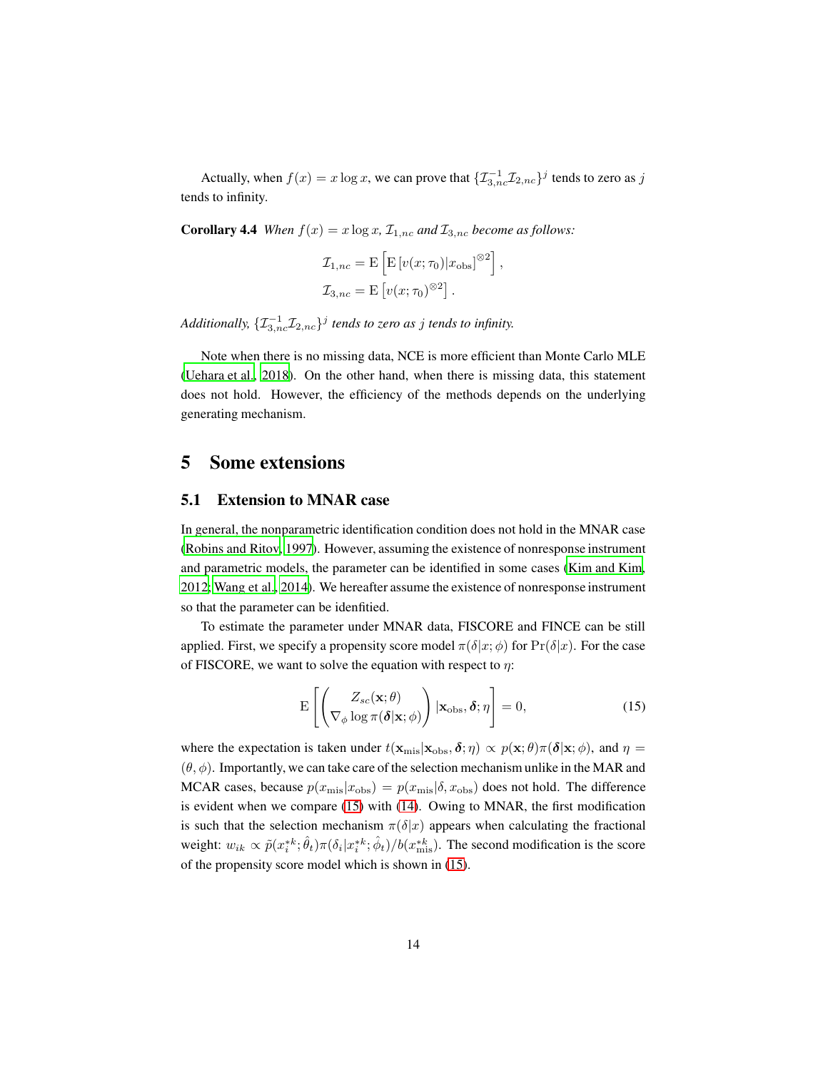Actually, when $f(x) = x\log x$, we can prove that $\{\mathcal{I}_{3,nc}^{-1}\mathcal{I}_{2,nc}\}^j$ tends to zero as $j$ tends to infinity.

**Corollary 4.4** *When $f(x) = x\log x$, $\mathcal{I}_{1,nc}$ and $\mathcal{I}_{3,nc}$ become as follows:*

$$\mathcal{I}_{1,nc} = \mathrm{E}\left[\mathrm{E}\left[v(x;\tau_0)|x_{\mathrm{obs}}\right]^{\otimes 2}\right],$$
$$\mathcal{I}_{3,nc} = \mathrm{E}\left[v(x;\tau_0)^{\otimes 2}\right].$$

*Additionally, $\{\mathcal{I}_{3,nc}^{-1}\mathcal{I}_{2,nc}\}^j$ tends to zero as $j$ tends to infinity.*

Note when there is no missing data, NCE is more efficient than Monte Carlo MLE (Uehara et al., 2018). On the other hand, when there is missing data, this statement does not hold. However, the efficiency of the methods depends on the underlying generating mechanism.

# 5 Some extensions

## 5.1 Extension to MNAR case

In general, the nonparametric identification condition does not hold in the MNAR case (Robins and Ritov, 1997). However, assuming the existence of nonresponse instrument and parametric models, the parameter can be identified in some cases (Kim and Kim, 2012; Wang et al., 2014). We hereafter assume the existence of nonresponse instrument so that the parameter can be idenfitied.

To estimate the parameter under MNAR data, FISCORE and FINCE can be still applied. First, we specify a propensity score model $\pi(\delta|x;\phi)$ for $\Pr(\delta|x)$. For the case of FISCORE, we want to solve the equation with respect to $\eta$:

$$\mathrm{E}\left[\begin{pmatrix} Z_{sc}(\mathbf{x};\theta) \\ \nabla_{\phi}\log\pi(\boldsymbol{\delta}|\mathbf{x};\phi)\end{pmatrix}|\mathbf{x}_{\mathrm{obs}},\boldsymbol{\delta};\eta\right] = 0, \tag{15}$$

where the expectation is taken under $t(\mathbf{x}_{\mathrm{mis}}|\mathbf{x}_{\mathrm{obs}},\boldsymbol{\delta};\eta) \propto p(\mathbf{x};\theta)\pi(\boldsymbol{\delta}|\mathbf{x};\phi)$, and $\eta = (\theta,\phi)$. Importantly, we can take care of the selection mechanism unlike in the MAR and MCAR cases, because $p(x_{\mathrm{mis}}|x_{\mathrm{obs}}) = p(x_{\mathrm{mis}}|\delta,x_{\mathrm{obs}})$ does not hold. The difference is evident when we compare (15) with (14). Owing to MNAR, the first modification is such that the selection mechanism $\pi(\delta|x)$ appears when calculating the fractional weight: $w_{ik} \propto \tilde{p}(x_i^{*k};\hat{\theta}_t)\pi(\delta_i|x_i^{*k};\hat{\phi}_t)/b(x_{\mathrm{mis}}^{*k})$. The second modification is the score of the propensity score model which is shown in (15).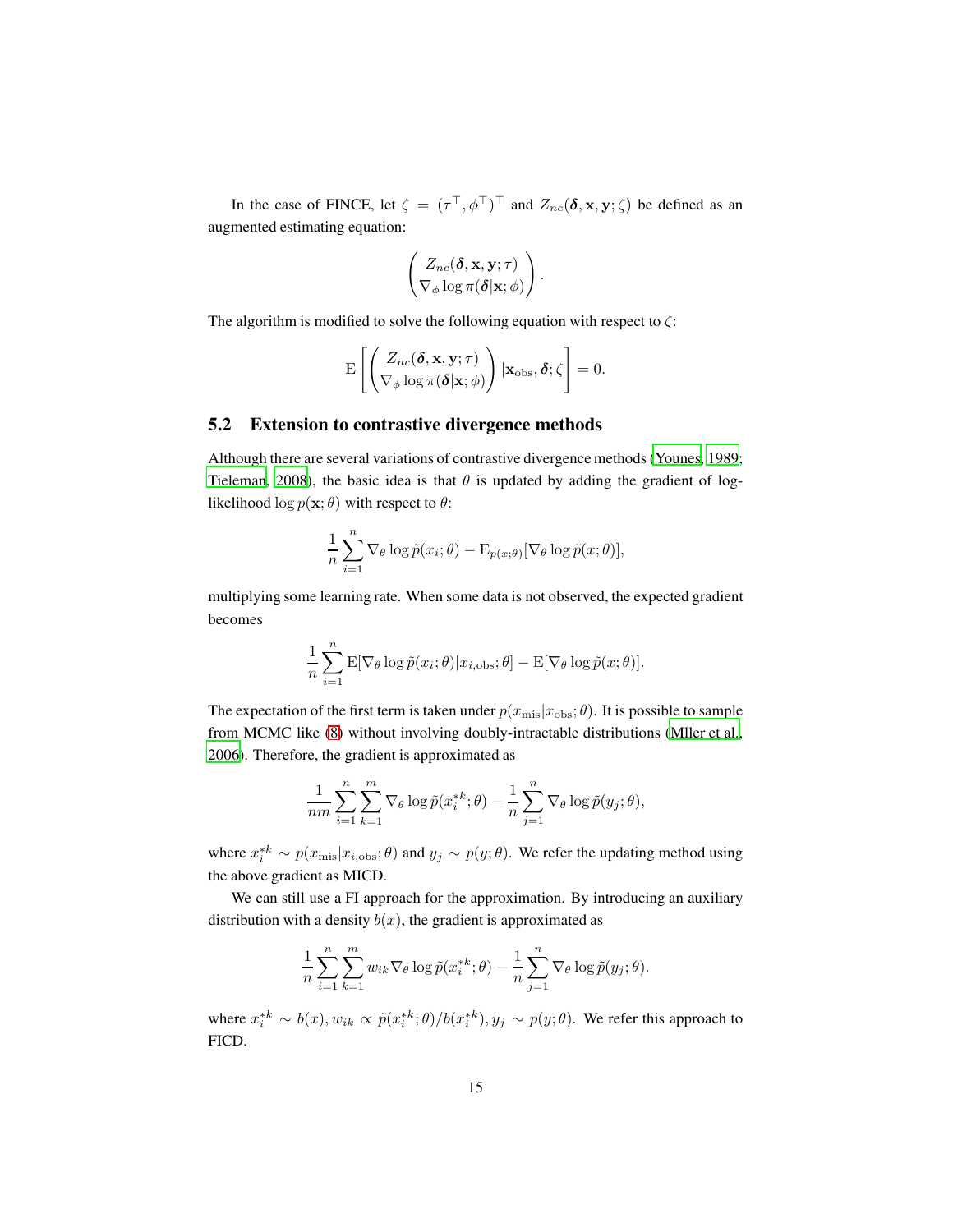In the case of FINCE, let $\zeta = (\tau^\top, \phi^\top)^\top$ and $Z_{nc}(\boldsymbol{\delta}, \mathbf{x}, \mathbf{y}; \zeta)$ be defined as an augmented estimating equation:

$$\begin{pmatrix} Z_{nc}(\boldsymbol{\delta}, \mathbf{x}, \mathbf{y}; \tau) \\ \nabla_\phi \log \pi(\boldsymbol{\delta}|\mathbf{x}; \phi) \end{pmatrix}.$$

The algorithm is modified to solve the following equation with respect to $\zeta$:

$$\mathrm{E}\left[ \begin{pmatrix} Z_{nc}(\boldsymbol{\delta}, \mathbf{x}, \mathbf{y}; \tau) \\ \nabla_\phi \log \pi(\boldsymbol{\delta}|\mathbf{x}; \phi) \end{pmatrix} |\mathbf{x}_{\mathrm{obs}}, \boldsymbol{\delta}; \zeta \right] = 0.$$

## 5.2 Extension to contrastive divergence methods

Although there are several variations of contrastive divergence methods (Younes, 1989; Tieleman, 2008), the basic idea is that $\theta$ is updated by adding the gradient of log-likelihood $\log p(\mathbf{x}; \theta)$ with respect to $\theta$:

$$\frac{1}{n}\sum_{i=1}^{n} \nabla_\theta \log \tilde{p}(x_i; \theta) - \mathrm{E}_{p(x;\theta)}[\nabla_\theta \log \tilde{p}(x; \theta)],$$

multiplying some learning rate. When some data is not observed, the expected gradient becomes

$$\frac{1}{n}\sum_{i=1}^{n} \mathrm{E}[\nabla_\theta \log \tilde{p}(x_i; \theta)|x_{i,\mathrm{obs}}; \theta] - \mathrm{E}[\nabla_\theta \log \tilde{p}(x; \theta)].$$

The expectation of the first term is taken under $p(x_{\mathrm{mis}}|x_{\mathrm{obs}}; \theta)$. It is possible to sample from MCMC like (8) without involving doubly-intractable distributions (Mller et al., 2006). Therefore, the gradient is approximated as

$$\frac{1}{nm}\sum_{i=1}^{n}\sum_{k=1}^{m} \nabla_\theta \log \tilde{p}(x_i^{*k}; \theta) - \frac{1}{n}\sum_{j=1}^{n} \nabla_\theta \log \tilde{p}(y_j; \theta),$$

where $x_i^{*k} \sim p(x_{\mathrm{mis}}|x_{i,\mathrm{obs}}; \theta)$ and $y_j \sim p(y; \theta)$. We refer the updating method using the above gradient as MICD.

We can still use a FI approach for the approximation. By introducing an auxiliary distribution with a density $b(x)$, the gradient is approximated as

$$\frac{1}{n}\sum_{i=1}^{n}\sum_{k=1}^{m} w_{ik} \nabla_\theta \log \tilde{p}(x_i^{*k}; \theta) - \frac{1}{n}\sum_{j=1}^{n} \nabla_\theta \log \tilde{p}(y_j; \theta).$$

where $x_i^{*k} \sim b(x)$, $w_{ik} \propto \tilde{p}(x_i^{*k}; \theta)/b(x_i^{*k})$, $y_j \sim p(y; \theta)$. We refer this approach to FICD.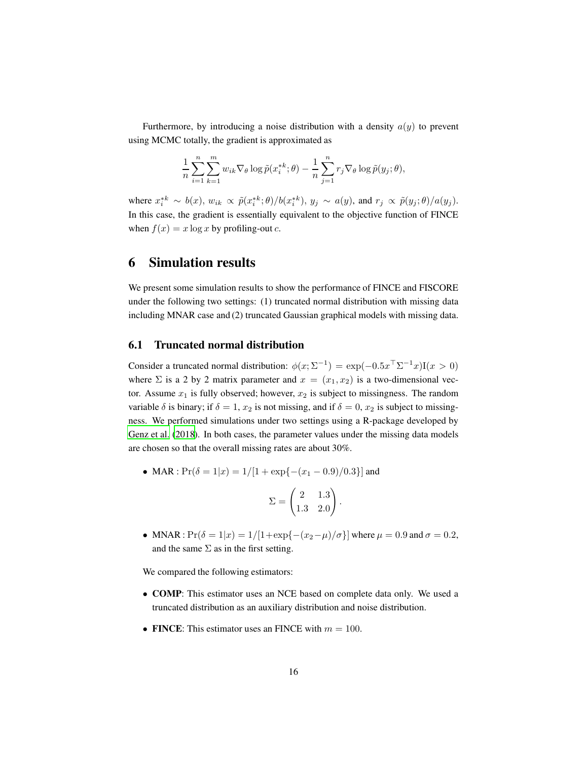Furthermore, by introducing a noise distribution with a density $a(y)$ to prevent using MCMC totally, the gradient is approximated as

$$\frac{1}{n}\sum_{i=1}^{n}\sum_{k=1}^{m} w_{ik}\nabla_\theta \log \tilde{p}(x_i^{*k};\theta) - \frac{1}{n}\sum_{j=1}^{n} r_j \nabla_\theta \log \tilde{p}(y_j;\theta),$$

where $x_i^{*k} \sim b(x)$, $w_{ik} \propto \tilde{p}(x_i^{*k};\theta)/b(x_i^{*k})$, $y_j \sim a(y)$, and $r_j \propto \tilde{p}(y_j;\theta)/a(y_j)$. In this case, the gradient is essentially equivalent to the objective function of FINCE when $f(x) = x\log x$ by profiling-out $c$.

# 6 Simulation results

We present some simulation results to show the performance of FINCE and FISCORE under the following two settings: (1) truncated normal distribution with missing data including MNAR case and (2) truncated Gaussian graphical models with missing data.

## 6.1 Truncated normal distribution

Consider a truncated normal distribution: $\phi(x;\Sigma^{-1}) = \exp(-0.5x^\top \Sigma^{-1}x)\mathrm{I}(x > 0)$ where $\Sigma$ is a 2 by 2 matrix parameter and $x = (x_1, x_2)$ is a two-dimensional vector. Assume $x_1$ is fully observed; however, $x_2$ is subject to missingness. The random variable $\delta$ is binary; if $\delta = 1$, $x_2$ is not missing, and if $\delta = 0$, $x_2$ is subject to missingness. We performed simulations under two settings using a R-package developed by Genz et al. (2018). In both cases, the parameter values under the missing data models are chosen so that the overall missing rates are about 30%.

- MAR : $\Pr(\delta = 1|x) = 1/[1 + \exp\{-(x_1 - 0.9)/0.3\}]$ and

$$\Sigma = \begin{pmatrix} 2 & 1.3 \\ 1.3 & 2.0 \end{pmatrix}.$$

- MNAR : $\Pr(\delta = 1|x) = 1/[1+\exp\{-(x_2-\mu)/\sigma\}]$ where $\mu = 0.9$ and $\sigma = 0.2$, and the same $\Sigma$ as in the first setting.

We compared the following estimators:

- **COMP**: This estimator uses an NCE based on complete data only. We used a truncated distribution as an auxiliary distribution and noise distribution.
- **FINCE**: This estimator uses an FINCE with $m = 100$.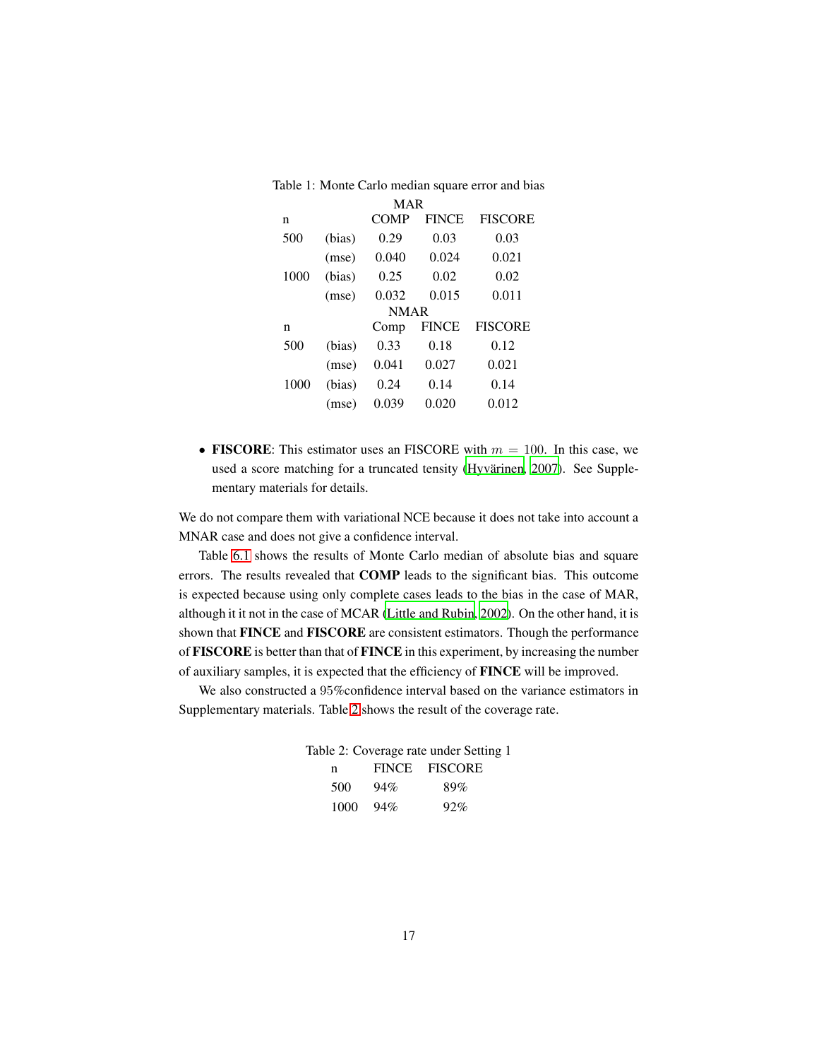Table 1: Monte Carlo median square error and bias

| | | MAR | | |
|---|---|---|---|---|
| n | | COMP | FINCE | FISCORE |
| 500 | (bias) | 0.29 | 0.03 | 0.03 |
| | (mse) | 0.040 | 0.024 | 0.021 |
| 1000 | (bias) | 0.25 | 0.02 | 0.02 |
| | (mse) | 0.032 | 0.015 | 0.011 |
| | | NMAR | | |
| n | | Comp | FINCE | FISCORE |
| 500 | (bias) | 0.33 | 0.18 | 0.12 |
| | (mse) | 0.041 | 0.027 | 0.021 |
| 1000 | (bias) | 0.24 | 0.14 | 0.14 |
| | (mse) | 0.039 | 0.020 | 0.012 |

- **FISCORE**: This estimator uses an FISCORE with $m = 100$. In this case, we used a score matching for a truncated tensity (Hyvärinen, 2007). See Supplementary materials for details.

We do not compare them with variational NCE because it does not take into account a MNAR case and does not give a confidence interval.

Table 6.1 shows the results of Monte Carlo median of absolute bias and square errors. The results revealed that **COMP** leads to the significant bias. This outcome is expected because using only complete cases leads to the bias in the case of MAR, although it it not in the case of MCAR (Little and Rubin, 2002). On the other hand, it is shown that **FINCE** and **FISCORE** are consistent estimators. Though the performance of **FISCORE** is better than that of **FINCE** in this experiment, by increasing the number of auxiliary samples, it is expected that the efficiency of **FINCE** will be improved.

We also constructed a 95%confidence interval based on the variance estimators in Supplementary materials. Table 2 shows the result of the coverage rate.

Table 2: Coverage rate under Setting 1

| n | FINCE | FISCORE |
|---|---|---|
| 500 | 94% | 89% |
| 1000 | 94% | 92% |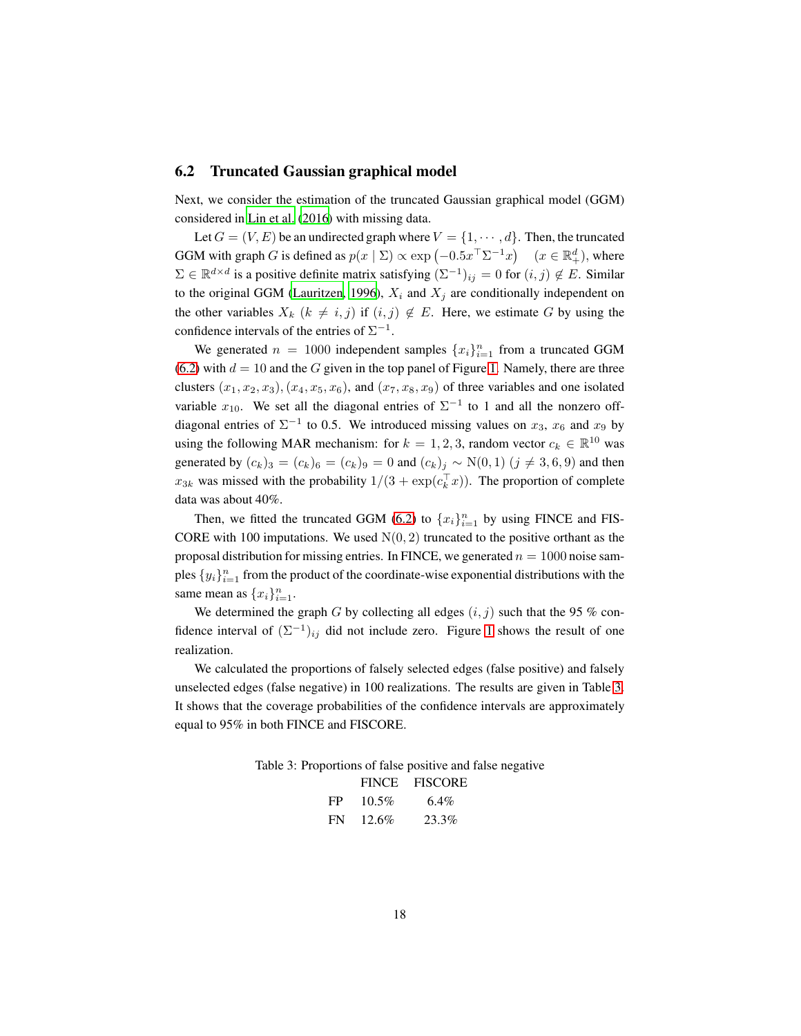## 6.2 Truncated Gaussian graphical model

Next, we consider the estimation of the truncated Gaussian graphical model (GGM) considered in Lin et al. (2016) with missing data.

Let $G = (V, E)$ be an undirected graph where $V = \{1, \cdots, d\}$. Then, the truncated GGM with graph $G$ is defined as $p(x \mid \Sigma) \propto \exp\left(-0.5 x^\top \Sigma^{-1} x\right) \quad (x \in \mathbb{R}_+^d)$, where $\Sigma \in \mathbb{R}^{d \times d}$ is a positive definite matrix satisfying $(\Sigma^{-1})_{ij} = 0$ for $(i, j) \notin E$. Similar to the original GGM (Lauritzen, 1996), $X_i$ and $X_j$ are conditionally independent on the other variables $X_k$ $(k \neq i, j)$ if $(i, j) \notin E$. Here, we estimate $G$ by using the confidence intervals of the entries of $\Sigma^{-1}$.

We generated $n = 1000$ independent samples $\{x_i\}_{i=1}^n$ from a truncated GGM (6.2) with $d = 10$ and the $G$ given in the top panel of Figure 1. Namely, there are three clusters $(x_1, x_2, x_3)$, $(x_4, x_5, x_6)$, and $(x_7, x_8, x_9)$ of three variables and one isolated variable $x_{10}$. We set all the diagonal entries of $\Sigma^{-1}$ to 1 and all the nonzero off-diagonal entries of $\Sigma^{-1}$ to 0.5. We introduced missing values on $x_3$, $x_6$ and $x_9$ by using the following MAR mechanism: for $k = 1, 2, 3$, random vector $c_k \in \mathbb{R}^{10}$ was generated by $(c_k)_3 = (c_k)_6 = (c_k)_9 = 0$ and $(c_k)_j \sim \mathrm{N}(0, 1)$ $(j \neq 3, 6, 9)$ and then $x_{3k}$ was missed with the probability $1/(3 + \exp(c_k^\top x))$. The proportion of complete data was about 40%.

Then, we fitted the truncated GGM (6.2) to $\{x_i\}_{i=1}^n$ by using FINCE and FISCORE with 100 imputations. We used $\mathrm{N}(0, 2)$ truncated to the positive orthant as the proposal distribution for missing entries. In FINCE, we generated $n = 1000$ noise samples $\{y_i\}_{i=1}^n$ from the product of the coordinate-wise exponential distributions with the same mean as $\{x_i\}_{i=1}^n$.

We determined the graph $G$ by collecting all edges $(i, j)$ such that the 95 % confidence interval of $(\Sigma^{-1})_{ij}$ did not include zero. Figure 1 shows the result of one realization.

We calculated the proportions of falsely selected edges (false positive) and falsely unselected edges (false negative) in 100 realizations. The results are given in Table 3. It shows that the coverage probabilities of the confidence intervals are approximately equal to 95% in both FINCE and FISCORE.

Table 3: Proportions of false positive and false negative

| | FINCE | FISCORE |
|---|---|---|
| FP | 10.5% | 6.4% |
| FN | 12.6% | 23.3% |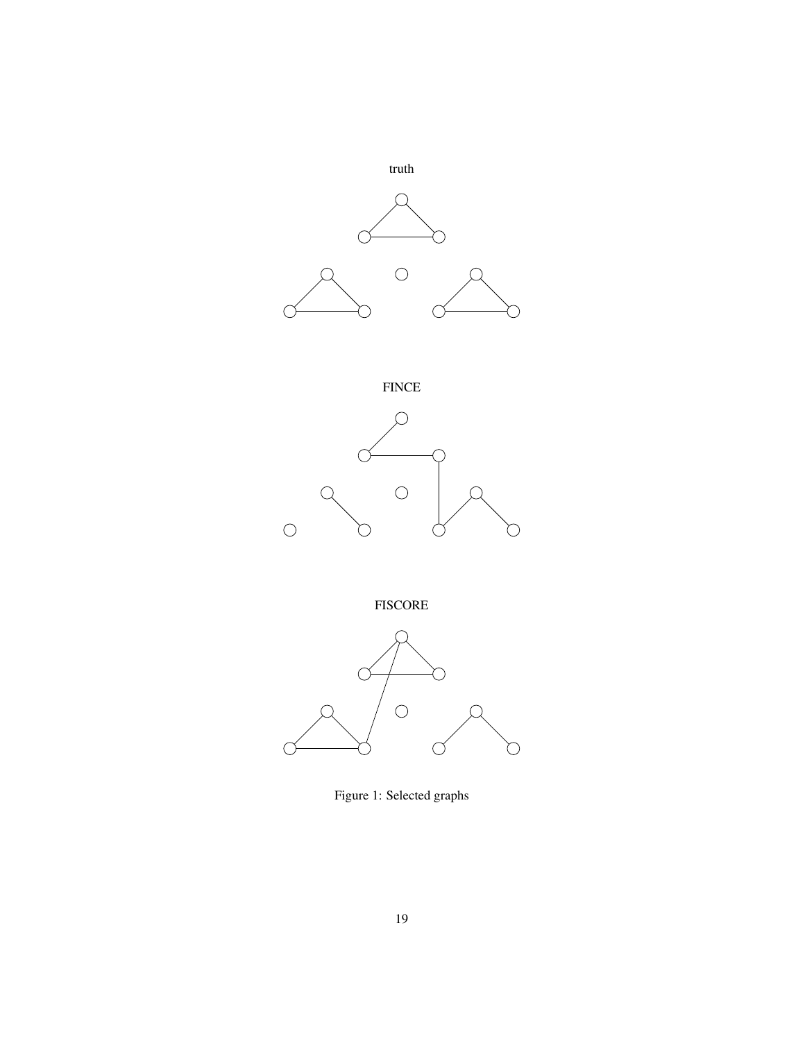truth

FINCE

FISCORE

Figure 1: Selected graphs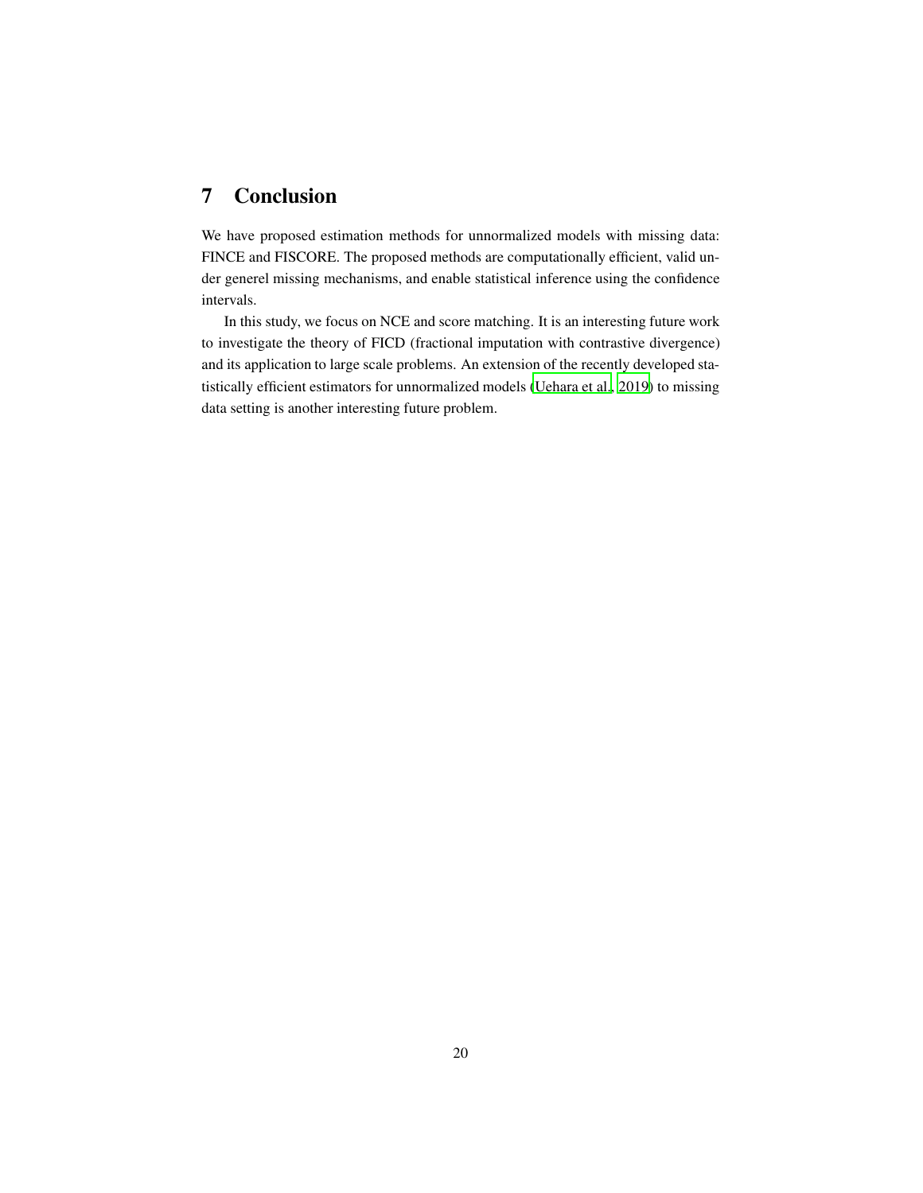## 7 Conclusion

We have proposed estimation methods for unnormalized models with missing data: FINCE and FISCORE. The proposed methods are computationally efficient, valid under generel missing mechanisms, and enable statistical inference using the confidence intervals.

In this study, we focus on NCE and score matching. It is an interesting future work to investigate the theory of FICD (fractional imputation with contrastive divergence) and its application to large scale problems. An extension of the recently developed statistically efficient estimators for unnormalized models (Uehara et al., 2019) to missing data setting is another interesting future problem.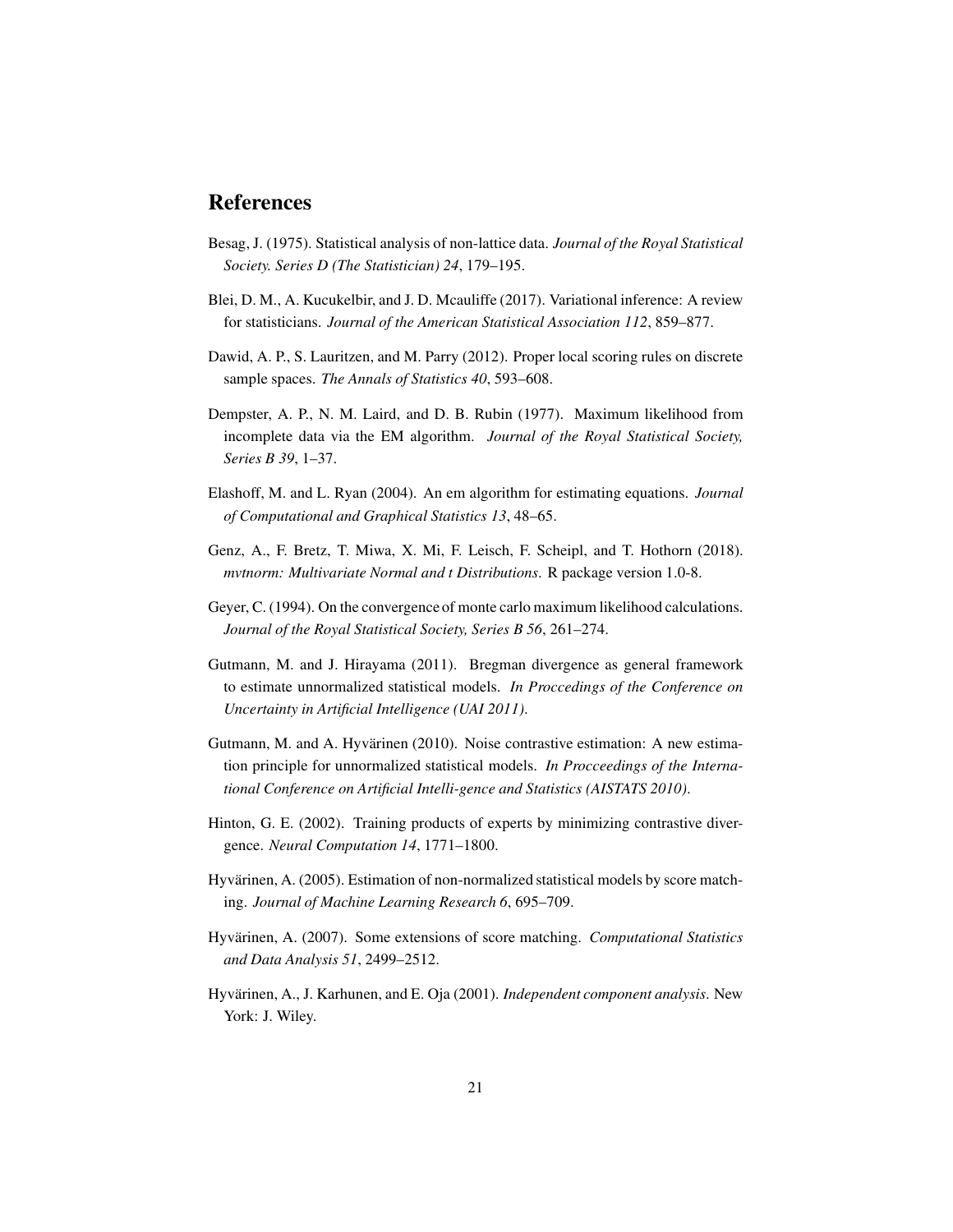## References

Besag, J. (1975). Statistical analysis of non-lattice data. *Journal of the Royal Statistical Society. Series D (The Statistician) 24*, 179–195.

Blei, D. M., A. Kucukelbir, and J. D. Mcauliffe (2017). Variational inference: A review for statisticians. *Journal of the American Statistical Association 112*, 859–877.

Dawid, A. P., S. Lauritzen, and M. Parry (2012). Proper local scoring rules on discrete sample spaces. *The Annals of Statistics 40*, 593–608.

Dempster, A. P., N. M. Laird, and D. B. Rubin (1977). Maximum likelihood from incomplete data via the EM algorithm. *Journal of the Royal Statistical Society, Series B 39*, 1–37.

Elashoff, M. and L. Ryan (2004). An em algorithm for estimating equations. *Journal of Computational and Graphical Statistics 13*, 48–65.

Genz, A., F. Bretz, T. Miwa, X. Mi, F. Leisch, F. Scheipl, and T. Hothorn (2018). *mvtnorm: Multivariate Normal and t Distributions*. R package version 1.0-8.

Geyer, C. (1994). On the convergence of monte carlo maximum likelihood calculations. *Journal of the Royal Statistical Society, Series B 56*, 261–274.

Gutmann, M. and J. Hirayama (2011). Bregman divergence as general framework to estimate unnormalized statistical models. *In Proccedings of the Conference on Uncertainty in Artificial Intelligence (UAI 2011)*.

Gutmann, M. and A. Hyvärinen (2010). Noise contrastive estimation: A new estimation principle for unnormalized statistical models. *In Procceedings of the International Conference on Artificial Intelli-gence and Statistics (AISTATS 2010)*.

Hinton, G. E. (2002). Training products of experts by minimizing contrastive divergence. *Neural Computation 14*, 1771–1800.

Hyvärinen, A. (2005). Estimation of non-normalized statistical models by score matching. *Journal of Machine Learning Research 6*, 695–709.

Hyvärinen, A. (2007). Some extensions of score matching. *Computational Statistics and Data Analysis 51*, 2499–2512.

Hyvärinen, A., J. Karhunen, and E. Oja (2001). *Independent component analysis*. New York: J. Wiley.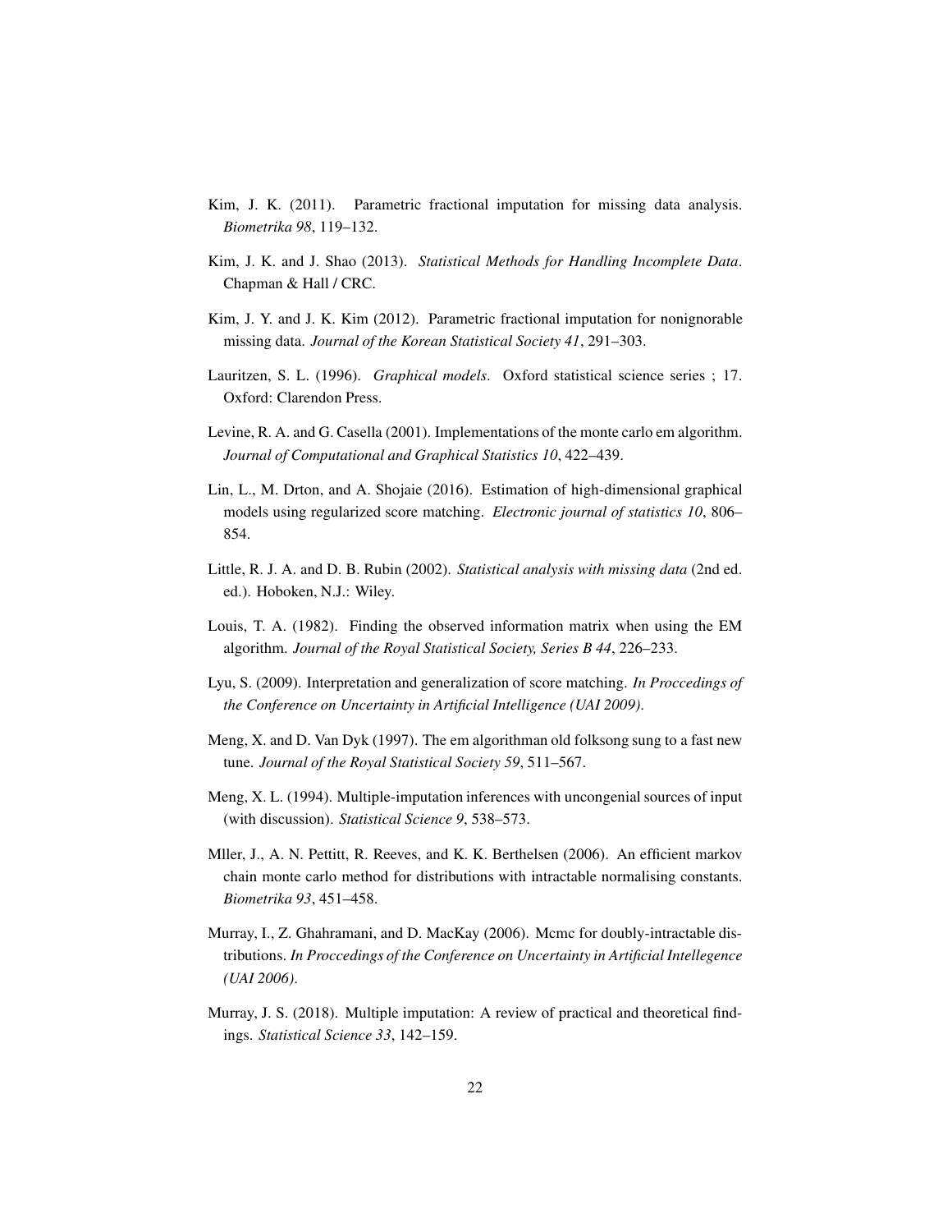Kim, J. K. (2011). Parametric fractional imputation for missing data analysis. *Biometrika 98*, 119–132.

Kim, J. K. and J. Shao (2013). *Statistical Methods for Handling Incomplete Data*. Chapman & Hall / CRC.

Kim, J. Y. and J. K. Kim (2012). Parametric fractional imputation for nonignorable missing data. *Journal of the Korean Statistical Society 41*, 291–303.

Lauritzen, S. L. (1996). *Graphical models*. Oxford statistical science series ; 17. Oxford: Clarendon Press.

Levine, R. A. and G. Casella (2001). Implementations of the monte carlo em algorithm. *Journal of Computational and Graphical Statistics 10*, 422–439.

Lin, L., M. Drton, and A. Shojaie (2016). Estimation of high-dimensional graphical models using regularized score matching. *Electronic journal of statistics 10*, 806–854.

Little, R. J. A. and D. B. Rubin (2002). *Statistical analysis with missing data* (2nd ed. ed.). Hoboken, N.J.: Wiley.

Louis, T. A. (1982). Finding the observed information matrix when using the EM algorithm. *Journal of the Royal Statistical Society, Series B 44*, 226–233.

Lyu, S. (2009). Interpretation and generalization of score matching. *In Proccedings of the Conference on Uncertainty in Artificial Intelligence (UAI 2009)*.

Meng, X. and D. Van Dyk (1997). The em algorithman old folksong sung to a fast new tune. *Journal of the Royal Statistical Society 59*, 511–567.

Meng, X. L. (1994). Multiple-imputation inferences with uncongenial sources of input (with discussion). *Statistical Science 9*, 538–573.

Mller, J., A. N. Pettitt, R. Reeves, and K. K. Berthelsen (2006). An efficient markov chain monte carlo method for distributions with intractable normalising constants. *Biometrika 93*, 451–458.

Murray, I., Z. Ghahramani, and D. MacKay (2006). Mcmc for doubly-intractable distributions. *In Proccedings of the Conference on Uncertainty in Artificial Intellegence (UAI 2006)*.

Murray, J. S. (2018). Multiple imputation: A review of practical and theoretical findings. *Statistical Science 33*, 142–159.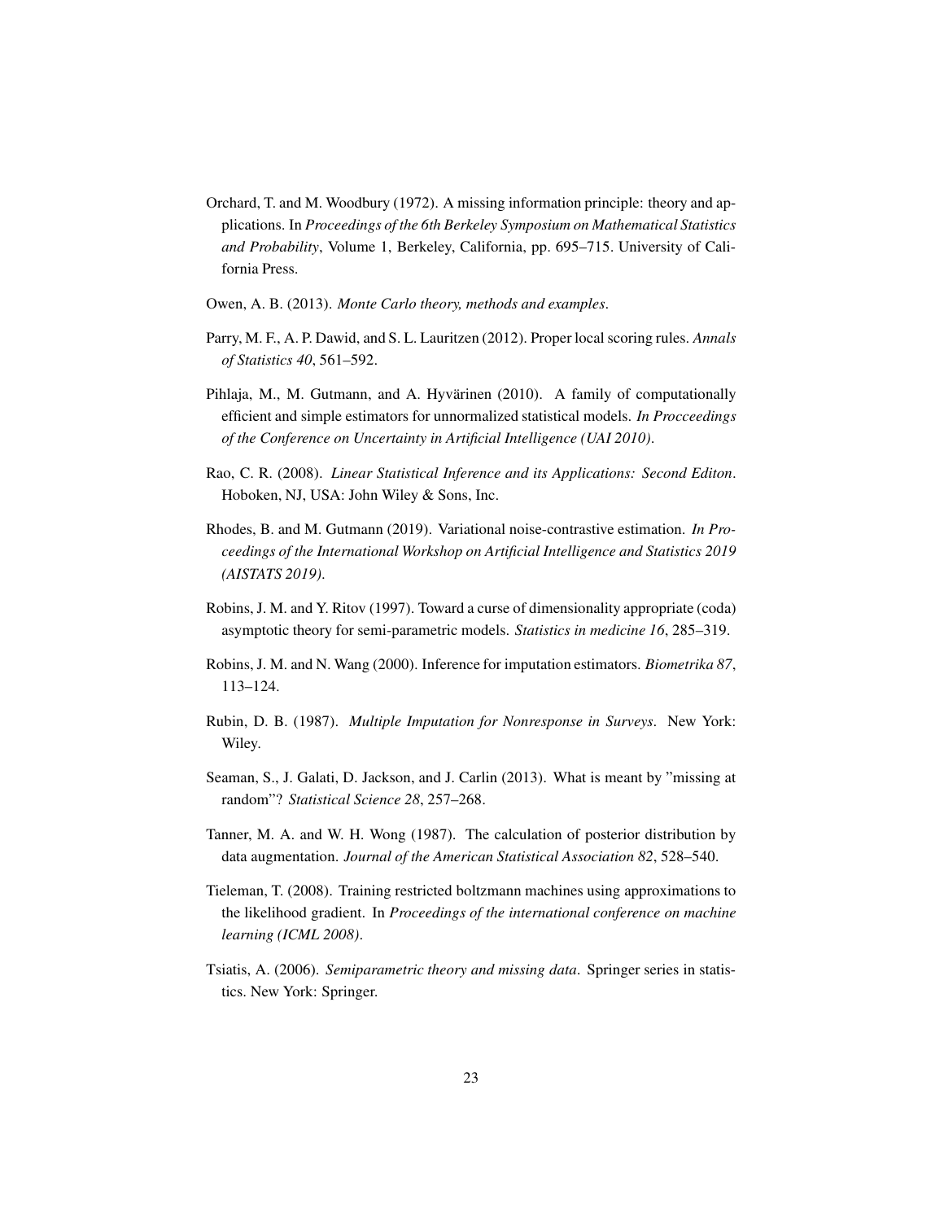Orchard, T. and M. Woodbury (1972). A missing information principle: theory and applications. In *Proceedings of the 6th Berkeley Symposium on Mathematical Statistics and Probability*, Volume 1, Berkeley, California, pp. 695–715. University of California Press.

Owen, A. B. (2013). *Monte Carlo theory, methods and examples*.

Parry, M. F., A. P. Dawid, and S. L. Lauritzen (2012). Proper local scoring rules. *Annals of Statistics 40*, 561–592.

Pihlaja, M., M. Gutmann, and A. Hyvärinen (2010). A family of computationally efficient and simple estimators for unnormalized statistical models. *In Procceedings of the Conference on Uncertainty in Artificial Intelligence (UAI 2010)*.

Rao, C. R. (2008). *Linear Statistical Inference and its Applications: Second Editon*. Hoboken, NJ, USA: John Wiley & Sons, Inc.

Rhodes, B. and M. Gutmann (2019). Variational noise-contrastive estimation. *In Proceedings of the International Workshop on Artificial Intelligence and Statistics 2019 (AISTATS 2019)*.

Robins, J. M. and Y. Ritov (1997). Toward a curse of dimensionality appropriate (coda) asymptotic theory for semi-parametric models. *Statistics in medicine 16*, 285–319.

Robins, J. M. and N. Wang (2000). Inference for imputation estimators. *Biometrika 87*, 113–124.

Rubin, D. B. (1987). *Multiple Imputation for Nonresponse in Surveys*. New York: Wiley.

Seaman, S., J. Galati, D. Jackson, and J. Carlin (2013). What is meant by "missing at random"? *Statistical Science 28*, 257–268.

Tanner, M. A. and W. H. Wong (1987). The calculation of posterior distribution by data augmentation. *Journal of the American Statistical Association 82*, 528–540.

Tieleman, T. (2008). Training restricted boltzmann machines using approximations to the likelihood gradient. In *Proceedings of the international conference on machine learning (ICML 2008)*.

Tsiatis, A. (2006). *Semiparametric theory and missing data*. Springer series in statistics. New York: Springer.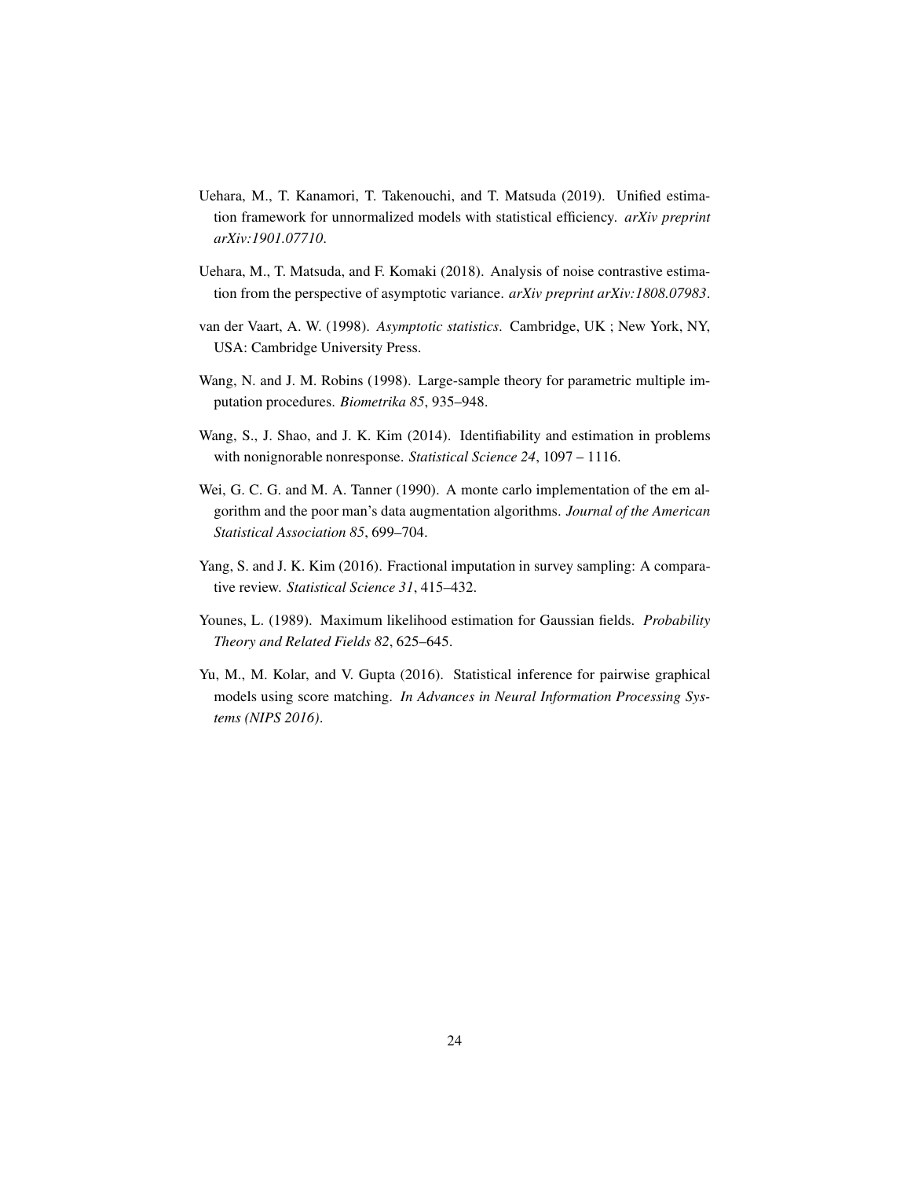Uehara, M., T. Kanamori, T. Takenouchi, and T. Matsuda (2019). Unified estimation framework for unnormalized models with statistical efficiency. *arXiv preprint arXiv:1901.07710*.

Uehara, M., T. Matsuda, and F. Komaki (2018). Analysis of noise contrastive estimation from the perspective of asymptotic variance. *arXiv preprint arXiv:1808.07983*.

van der Vaart, A. W. (1998). *Asymptotic statistics*. Cambridge, UK ; New York, NY, USA: Cambridge University Press.

Wang, N. and J. M. Robins (1998). Large-sample theory for parametric multiple imputation procedures. *Biometrika 85*, 935–948.

Wang, S., J. Shao, and J. K. Kim (2014). Identifiability and estimation in problems with nonignorable nonresponse. *Statistical Science 24*, 1097 – 1116.

Wei, G. C. G. and M. A. Tanner (1990). A monte carlo implementation of the em algorithm and the poor man's data augmentation algorithms. *Journal of the American Statistical Association 85*, 699–704.

Yang, S. and J. K. Kim (2016). Fractional imputation in survey sampling: A comparative review. *Statistical Science 31*, 415–432.

Younes, L. (1989). Maximum likelihood estimation for Gaussian fields. *Probability Theory and Related Fields 82*, 625–645.

Yu, M., M. Kolar, and V. Gupta (2016). Statistical inference for pairwise graphical models using score matching. *In Advances in Neural Information Processing Systems (NIPS 2016)*.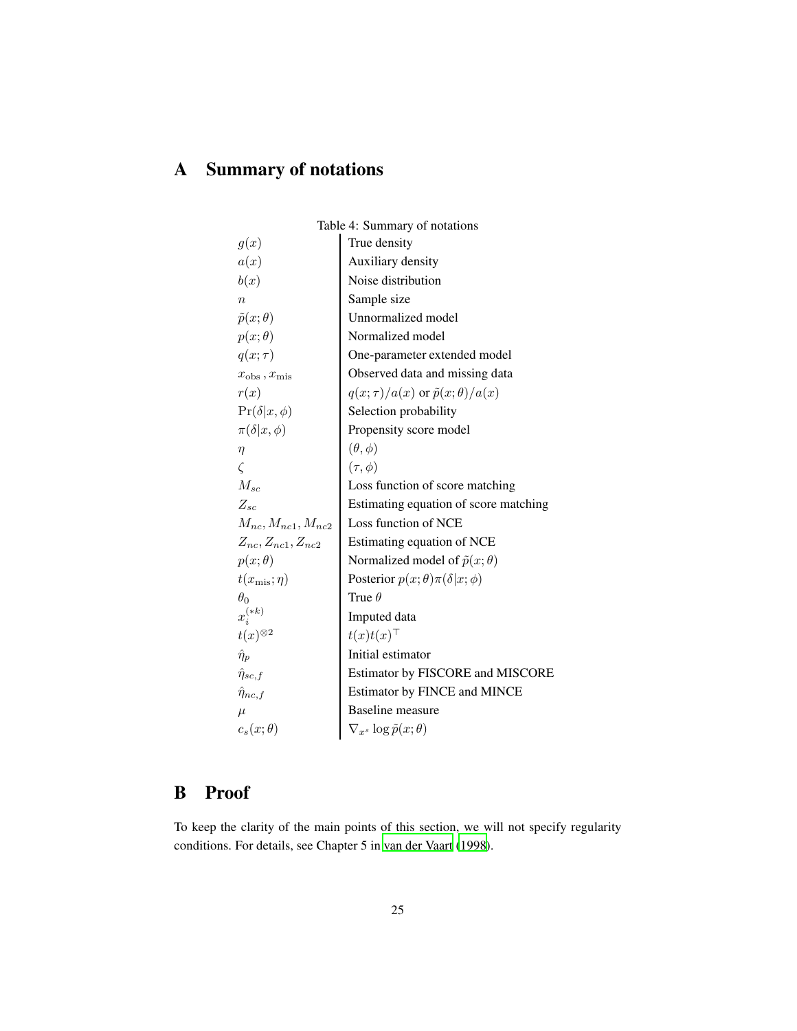# A Summary of notations

Table 4: Summary of notations

| | |
|---|---|
| $g(x)$ | True density |
| $a(x)$ | Auxiliary density |
| $b(x)$ | Noise distribution |
| $n$ | Sample size |
| $\tilde{p}(x;\theta)$ | Unnormalized model |
| $p(x;\theta)$ | Normalized model |
| $q(x;\tau)$ | One-parameter extended model |
| $x_{\mathrm{obs}}, x_{\mathrm{mis}}$ | Observed data and missing data |
| $r(x)$ | $q(x;\tau)/a(x)$ or $\tilde{p}(x;\theta)/a(x)$ |
| $\Pr(\delta \mid x,\phi)$ | Selection probability |
| $\pi(\delta \mid x,\phi)$ | Propensity score model |
| $\eta$ | $(\theta,\phi)$ |
| $\zeta$ | $(\tau,\phi)$ |
| $M_{sc}$ | Loss function of score matching |
| $Z_{sc}$ | Estimating equation of score matching |
| $M_{nc}, M_{nc1}, M_{nc2}$ | Loss function of NCE |
| $Z_{nc}, Z_{nc1}, Z_{nc2}$ | Estimating equation of NCE |
| $p(x;\theta)$ | Normalized model of $\tilde{p}(x;\theta)$ |
| $t(x_{\mathrm{mis}};\eta)$ | Posterior $p(x;\theta)\pi(\delta \mid x;\phi)$ |
| $\theta_0$ | True $\theta$ |
| $x_i^{(*k)}$ | Imputed data |
| $t(x)^{\otimes 2}$ | $t(x)t(x)^{\top}$ |
| $\hat{\eta}_p$ | Initial estimator |
| $\hat{\eta}_{sc,f}$ | Estimator by FISCORE and MISCORE |
| $\hat{\eta}_{nc,f}$ | Estimator by FINCE and MINCE |
| $\mu$ | Baseline measure |
| $c_s(x;\theta)$ | $\nabla_{x^s} \log \tilde{p}(x;\theta)$ |

# B Proof

To keep the clarity of the main points of this section, we will not specify regularity conditions. For details, see Chapter 5 in van der Vaart (1998).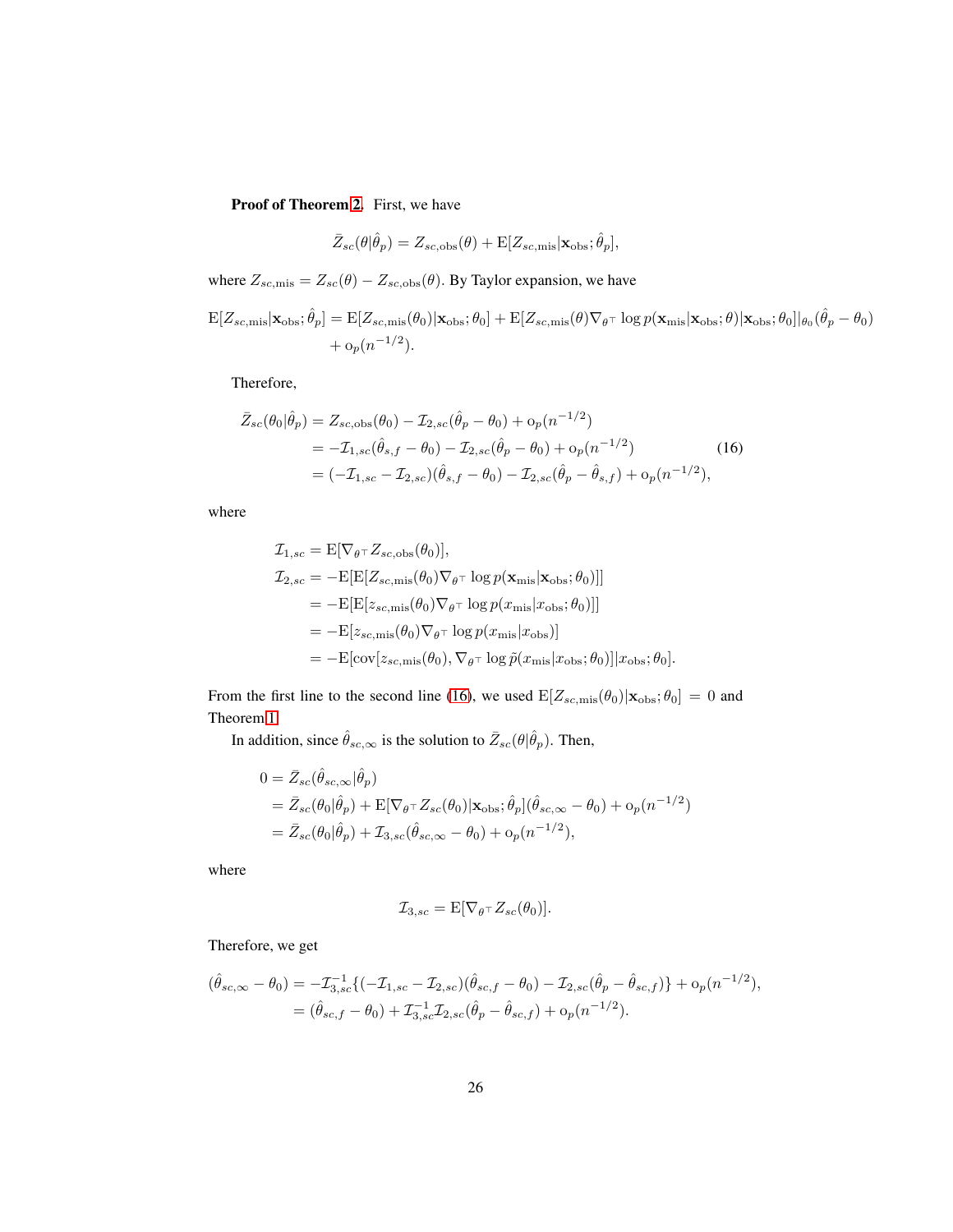**Proof of Theorem 2.** First, we have

$$\bar{Z}_{sc}(\theta|\hat{\theta}_p) = Z_{sc,\text{obs}}(\theta) + \text{E}[Z_{sc,\text{mis}}|\mathbf{x}_{\text{obs}};\hat{\theta}_p],$$

where $Z_{sc,\text{mis}} = Z_{sc}(\theta) - Z_{sc,\text{obs}}(\theta)$. By Taylor expansion, we have

$$\begin{aligned}
\text{E}[Z_{sc,\text{mis}}|\mathbf{x}_{\text{obs}};\hat{\theta}_p] = {} & \text{E}[Z_{sc,\text{mis}}(\theta_0)|\mathbf{x}_{\text{obs}};\theta_0] + \text{E}[Z_{sc,\text{mis}}(\theta)\nabla_{\theta^\top}\log p(\mathbf{x}_{\text{mis}}|\mathbf{x}_{\text{obs}};\theta)|\mathbf{x}_{\text{obs}};\theta_0]|_{\theta_0}(\hat{\theta}_p - \theta_0) \\
& + \text{o}_p(n^{-1/2}).
\end{aligned}$$

Therefore,

$$\begin{aligned}
\bar{Z}_{sc}(\theta_0|\hat{\theta}_p) &= Z_{sc,\text{obs}}(\theta_0) - \mathcal{I}_{2,sc}(\hat{\theta}_p - \theta_0) + \text{o}_p(n^{-1/2}) \\
&= -\mathcal{I}_{1,sc}(\hat{\theta}_{s,f} - \theta_0) - \mathcal{I}_{2,sc}(\hat{\theta}_p - \theta_0) + \text{o}_p(n^{-1/2}) \\
&= (-\mathcal{I}_{1,sc} - \mathcal{I}_{2,sc})(\hat{\theta}_{s,f} - \theta_0) - \mathcal{I}_{2,sc}(\hat{\theta}_p - \hat{\theta}_{s,f}) + \text{o}_p(n^{-1/2}),
\end{aligned} \tag{16}$$

where

$$\begin{aligned}
\mathcal{I}_{1,sc} &= \text{E}[\nabla_{\theta^\top} Z_{sc,\text{obs}}(\theta_0)], \\
\mathcal{I}_{2,sc} &= -\text{E}[\text{E}[Z_{sc,\text{mis}}(\theta_0)\nabla_{\theta^\top}\log p(\mathbf{x}_{\text{mis}}|\mathbf{x}_{\text{obs}};\theta_0)]] \\
&= -\text{E}[\text{E}[z_{sc,\text{mis}}(\theta_0)\nabla_{\theta^\top}\log p(x_{\text{mis}}|x_{\text{obs}};\theta_0)]] \\
&= -\text{E}[z_{sc,\text{mis}}(\theta_0)\nabla_{\theta^\top}\log p(x_{\text{mis}}|x_{\text{obs}})] \\
&= -\text{E}[\text{cov}[z_{sc,\text{mis}}(\theta_0), \nabla_{\theta^\top}\log \tilde{p}(x_{\text{mis}}|x_{\text{obs}};\theta_0)]|x_{\text{obs}};\theta_0].
\end{aligned}$$

From the first line to the second line (16), we used $\text{E}[Z_{sc,\text{mis}}(\theta_0)|\mathbf{x}_{\text{obs}};\theta_0] = 0$ and Theorem 1.

In addition, since $\hat{\theta}_{sc,\infty}$ is the solution to $\bar{Z}_{sc}(\theta|\hat{\theta}_p)$. Then,

$$\begin{aligned}
0 &= \bar{Z}_{sc}(\hat{\theta}_{sc,\infty}|\hat{\theta}_p) \\
&= \bar{Z}_{sc}(\theta_0|\hat{\theta}_p) + \text{E}[\nabla_{\theta^\top} Z_{sc}(\theta_0)|\mathbf{x}_{\text{obs}};\hat{\theta}_p](\hat{\theta}_{sc,\infty} - \theta_0) + \text{o}_p(n^{-1/2}) \\
&= \bar{Z}_{sc}(\theta_0|\hat{\theta}_p) + \mathcal{I}_{3,sc}(\hat{\theta}_{sc,\infty} - \theta_0) + \text{o}_p(n^{-1/2}),
\end{aligned}$$

where

$$\mathcal{I}_{3,sc} = \text{E}[\nabla_{\theta^\top} Z_{sc}(\theta_0)].$$

Therefore, we get

$$\begin{aligned}
(\hat{\theta}_{sc,\infty} - \theta_0) &= -\mathcal{I}_{3,sc}^{-1}\{(-\mathcal{I}_{1,sc} - \mathcal{I}_{2,sc})(\hat{\theta}_{sc,f} - \theta_0) - \mathcal{I}_{2,sc}(\hat{\theta}_p - \hat{\theta}_{sc,f})\} + \text{o}_p(n^{-1/2}), \\
&= (\hat{\theta}_{sc,f} - \theta_0) + \mathcal{I}_{3,sc}^{-1}\mathcal{I}_{2,sc}(\hat{\theta}_p - \hat{\theta}_{sc,f}) + \text{o}_p(n^{-1/2}).
\end{aligned}$$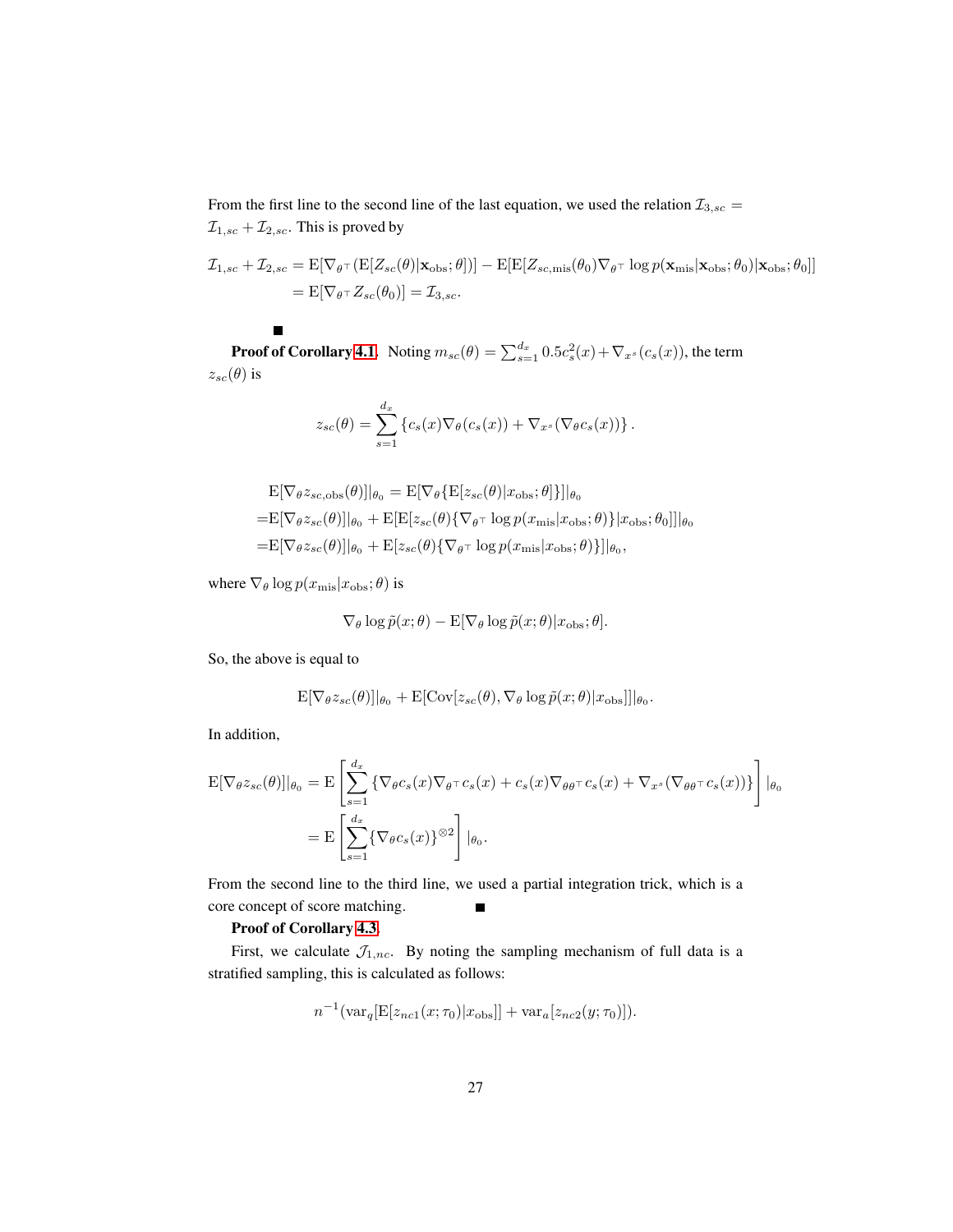From the first line to the second line of the last equation, we used the relation $\mathcal{I}_{3,sc} = \mathcal{I}_{1,sc} + \mathcal{I}_{2,sc}$. This is proved by

$$
\begin{aligned}
\mathcal{I}_{1,sc} + \mathcal{I}_{2,sc} &= \mathrm{E}[\nabla_{\theta^\top}(\mathrm{E}[Z_{sc}(\theta)|\mathbf{x}_{\mathrm{obs}};\theta])] - \mathrm{E}[\mathrm{E}[Z_{sc,\mathrm{mis}}(\theta_0)\nabla_{\theta^\top}\log p(\mathbf{x}_{\mathrm{mis}}|\mathbf{x}_{\mathrm{obs}};\theta_0)|\mathbf{x}_{\mathrm{obs}};\theta_0]] \\
&= \mathrm{E}[\nabla_{\theta^\top} Z_{sc}(\theta_0)] = \mathcal{I}_{3,sc}.
\end{aligned}
$$

■

**Proof of Corollary 4.1.** Noting $m_{sc}(\theta) = \sum_{s=1}^{d_x} 0.5c_s^2(x) + \nabla_{x^s}(c_s(x))$, the term $z_{sc}(\theta)$ is

$$
z_{sc}(\theta) = \sum_{s=1}^{d_x} \left\{ c_s(x)\nabla_\theta(c_s(x)) + \nabla_{x^s}(\nabla_\theta c_s(x)) \right\}.
$$

$$
\begin{aligned}
&\mathrm{E}[\nabla_\theta z_{sc,\mathrm{obs}}(\theta)]|_{\theta_0} = \mathrm{E}[\nabla_\theta\{\mathrm{E}[z_{sc}(\theta)|x_{\mathrm{obs}};\theta]\}]|_{\theta_0} \\
=&\mathrm{E}[\nabla_\theta z_{sc}(\theta)]|_{\theta_0} + \mathrm{E}[\mathrm{E}[z_{sc}(\theta)\{\nabla_{\theta^\top}\log p(x_{\mathrm{mis}}|x_{\mathrm{obs}};\theta)\}|x_{\mathrm{obs}};\theta_0]]|_{\theta_0} \\
=&\mathrm{E}[\nabla_\theta z_{sc}(\theta)]|_{\theta_0} + \mathrm{E}[z_{sc}(\theta)\{\nabla_{\theta^\top}\log p(x_{\mathrm{mis}}|x_{\mathrm{obs}};\theta)\}]|_{\theta_0},
\end{aligned}
$$

where $\nabla_\theta \log p(x_{\mathrm{mis}}|x_{\mathrm{obs}};\theta)$ is

$$
\nabla_\theta \log \tilde{p}(x;\theta) - \mathrm{E}[\nabla_\theta \log \tilde{p}(x;\theta)|x_{\mathrm{obs}};\theta].
$$

So, the above is equal to

$$
\mathrm{E}[\nabla_\theta z_{sc}(\theta)]|_{\theta_0} + \mathrm{E}[\mathrm{Cov}[z_{sc}(\theta), \nabla_\theta \log \tilde{p}(x;\theta)|x_{\mathrm{obs}}]]|_{\theta_0}.
$$

In addition,

$$
\begin{aligned}
\mathrm{E}[\nabla_\theta z_{sc}(\theta)]|_{\theta_0} &= \mathrm{E}\left[\sum_{s=1}^{d_x}\{\nabla_\theta c_s(x)\nabla_{\theta^\top}c_s(x) + c_s(x)\nabla_{\theta\theta^\top}c_s(x) + \nabla_{x^s}(\nabla_{\theta\theta^\top}c_s(x))\}\right]|_{\theta_0} \\
&= \mathrm{E}\left[\sum_{s=1}^{d_x}\{\nabla_\theta c_s(x)\}^{\otimes 2}\right]|_{\theta_0}.
\end{aligned}
$$

From the second line to the third line, we used a partial integration trick, which is a core concept of score matching. ■

**Proof of Corollary 4.3.**

First, we calculate $\mathcal{J}_{1,nc}$. By noting the sampling mechanism of full data is a stratified sampling, this is calculated as follows:

$$
n^{-1}(\mathrm{var}_q[\mathrm{E}[z_{nc1}(x;\tau_0)|x_{\mathrm{obs}}]] + \mathrm{var}_a[z_{nc2}(y;\tau_0)]).
$$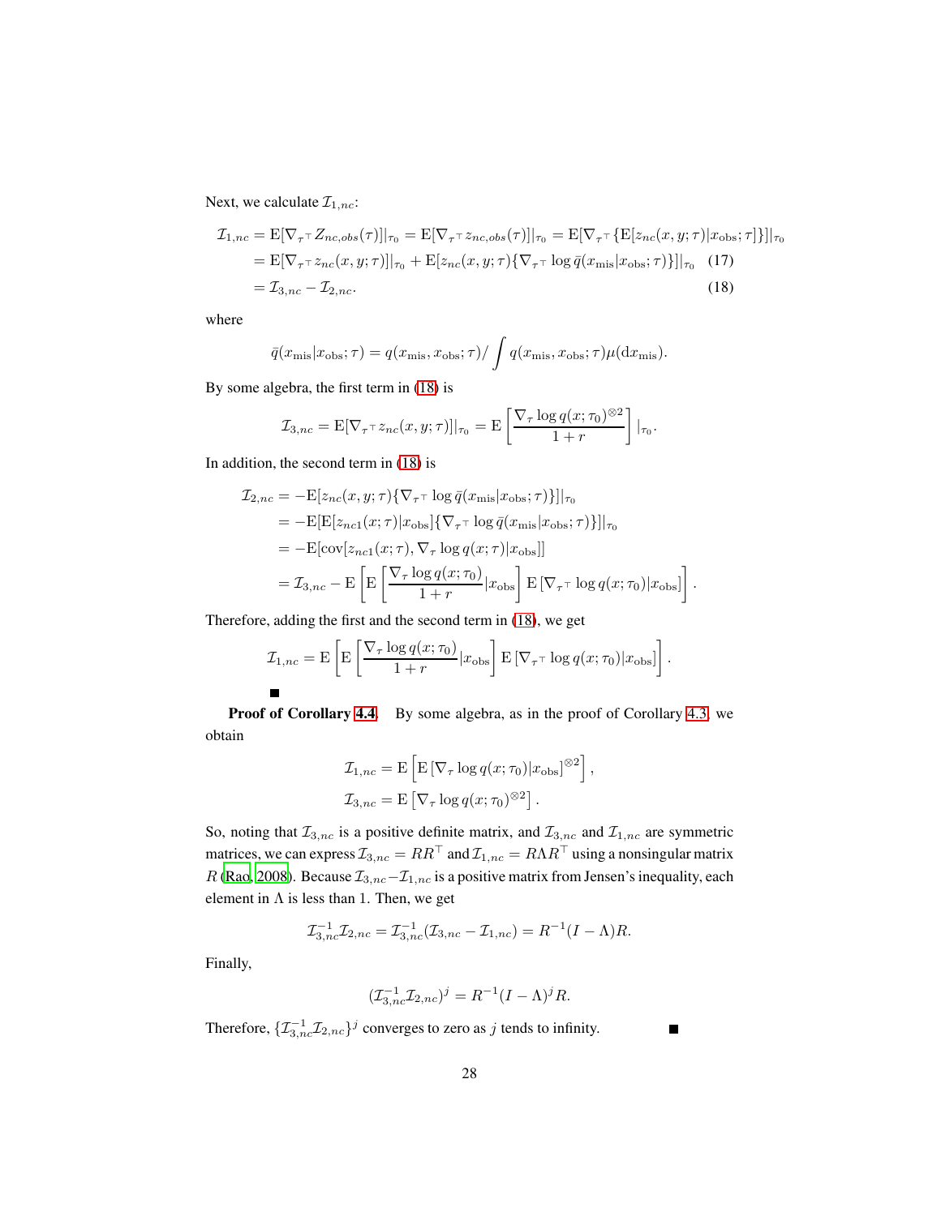Next, we calculate $\mathcal{I}_{1,nc}$:

$$
\begin{aligned}
\mathcal{I}_{1,nc} &= \mathrm{E}[\nabla_{\tau^\top} Z_{nc,obs}(\tau)]|_{\tau_0} = \mathrm{E}[\nabla_{\tau^\top} z_{nc,obs}(\tau)]|_{\tau_0} = \mathrm{E}[\nabla_{\tau^\top}\{\mathrm{E}[z_{nc}(x,y;\tau)|x_{\mathrm{obs}};\tau]\}]|_{\tau_0} \\
&= \mathrm{E}[\nabla_{\tau^\top} z_{nc}(x,y;\tau)]|_{\tau_0} + \mathrm{E}[z_{nc}(x,y;\tau)\{\nabla_{\tau^\top}\log \bar{q}(x_{\mathrm{mis}}|x_{\mathrm{obs}};\tau)\}]|_{\tau_0} \quad (17) \\
&= \mathcal{I}_{3,nc} - \mathcal{I}_{2,nc}. \quad (18)
\end{aligned}
$$

where

$$
\bar{q}(x_{\mathrm{mis}}|x_{\mathrm{obs}};\tau) = q(x_{\mathrm{mis}},x_{\mathrm{obs}};\tau)/\int q(x_{\mathrm{mis}},x_{\mathrm{obs}};\tau)\mu(\mathrm{d}x_{\mathrm{mis}}).
$$

By some algebra, the first term in (18) is

$$
\mathcal{I}_{3,nc} = \mathrm{E}[\nabla_{\tau^\top} z_{nc}(x,y;\tau)]|_{\tau_0} = \mathrm{E}\left[\frac{\nabla_\tau \log q(x;\tau_0)^{\otimes 2}}{1+r}\right]|_{\tau_0}.
$$

In addition, the second term in (18) is

$$
\begin{aligned}
\mathcal{I}_{2,nc} &= -\mathrm{E}[z_{nc}(x,y;\tau)\{\nabla_{\tau^\top}\log \bar{q}(x_{\mathrm{mis}}|x_{\mathrm{obs}};\tau)\}]|_{\tau_0} \\
&= -\mathrm{E}[\mathrm{E}[z_{nc1}(x;\tau)|x_{\mathrm{obs}}]\{\nabla_{\tau^\top}\log \bar{q}(x_{\mathrm{mis}}|x_{\mathrm{obs}};\tau)\}]|_{\tau_0} \\
&= -\mathrm{E}[\mathrm{cov}[z_{nc1}(x;\tau), \nabla_\tau \log q(x;\tau)|x_{\mathrm{obs}}]] \\
&= \mathcal{I}_{3,nc} - \mathrm{E}\left[\mathrm{E}\left[\frac{\nabla_\tau \log q(x;\tau_0)}{1+r}|x_{\mathrm{obs}}\right]\mathrm{E}\left[\nabla_{\tau^\top}\log q(x;\tau_0)|x_{\mathrm{obs}}\right]\right].
\end{aligned}
$$

Therefore, adding the first and the second term in (18), we get

$$
\mathcal{I}_{1,nc} = \mathrm{E}\left[\mathrm{E}\left[\frac{\nabla_\tau \log q(x;\tau_0)}{1+r}|x_{\mathrm{obs}}\right]\mathrm{E}\left[\nabla_{\tau^\top}\log q(x;\tau_0)|x_{\mathrm{obs}}\right]\right].
$$

■

**Proof of Corollary 4.4.** By some algebra, as in the proof of Corollary 4.3, we obtain

$$
\begin{aligned}
\mathcal{I}_{1,nc} &= \mathrm{E}\left[\mathrm{E}\left[\nabla_\tau \log q(x;\tau_0)|x_{\mathrm{obs}}\right]^{\otimes 2}\right], \\
\mathcal{I}_{3,nc} &= \mathrm{E}\left[\nabla_\tau \log q(x;\tau_0)^{\otimes 2}\right].
\end{aligned}
$$

So, noting that $\mathcal{I}_{3,nc}$ is a positive definite matrix, and $\mathcal{I}_{3,nc}$ and $\mathcal{I}_{1,nc}$ are symmetric matrices, we can express $\mathcal{I}_{3,nc} = RR^\top$ and $\mathcal{I}_{1,nc} = R\Lambda R^\top$ using a nonsingular matrix $R$ (Rao, 2008). Because $\mathcal{I}_{3,nc} - \mathcal{I}_{1,nc}$ is a positive matrix from Jensen's inequality, each element in $\Lambda$ is less than 1. Then, we get

$$
\mathcal{I}_{3,nc}^{-1}\mathcal{I}_{2,nc} = \mathcal{I}_{3,nc}^{-1}(\mathcal{I}_{3,nc} - \mathcal{I}_{1,nc}) = R^{-1}(I-\Lambda)R.
$$

Finally,

$$
(\mathcal{I}_{3,nc}^{-1}\mathcal{I}_{2,nc})^j = R^{-1}(I-\Lambda)^j R.
$$

Therefore, $\{\mathcal{I}_{3,nc}^{-1}\mathcal{I}_{2,nc}\}^j$ converges to zero as $j$ tends to infinity. ■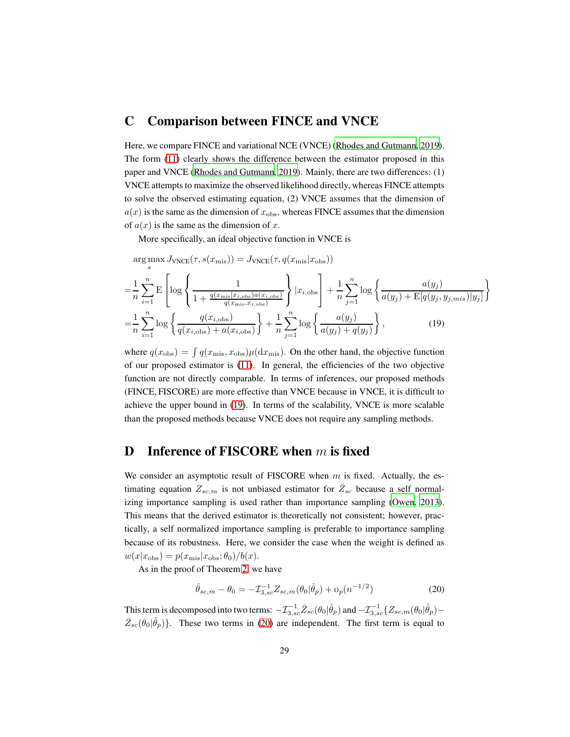## C Comparison between FINCE and VNCE

Here, we compare FINCE and variational NCE (VNCE) (Rhodes and Gutmann, 2019). The form (11) clearly shows the difference between the estimator proposed in this paper and VNCE (Rhodes and Gutmann, 2019). Mainly, there are two differences: (1) VNCE attempts to maximize the observed likelihood directly, whereas FINCE attempts to solve the observed estimating equation, (2) VNCE assumes that the dimension of $a(x)$ is the same as the dimension of $x_{\mathrm{obs}}$, whereas FINCE assumes that the dimension of $a(x)$ is the same as the dimension of $x$.

More specifically, an ideal objective function in VNCE is

$$
\begin{aligned}
&\arg\max_{s} J_{\mathrm{VNCE}}(\tau, s(x_{\mathrm{mis}})) = J_{\mathrm{VNCE}}(\tau, q(x_{\mathrm{mis}}|x_{\mathrm{obs}})) \\
=&\frac{1}{n}\sum_{i=1}^{n} \mathrm{E}\left[\log\left\{\frac{1}{1+\frac{q(x_{\mathrm{mis}}|x_{i,\mathrm{obs}})a(x_{i,\mathrm{obs}})}{q(x_{\mathrm{mis}},x_{i,\mathrm{obs}})}}\right\}|x_{i,\mathrm{obs}}\right] + \frac{1}{n}\sum_{j=1}^{n}\log\left\{\frac{a(y_j)}{a(y_j)+\mathrm{E}[q(y_j, y_{j,mis})|y_j]}\right\} \\
=&\frac{1}{n}\sum_{i=1}^{n}\log\left\{\frac{q(x_{i,\mathrm{obs}})}{q(x_{i,\mathrm{obs}})+a(x_{i,\mathrm{obs}})}\right\} + \frac{1}{n}\sum_{j=1}^{n}\log\left\{\frac{a(y_j)}{a(y_j)+q(y_j)}\right\}, \qquad (19)
\end{aligned}
$$

where $q(x_{\mathrm{obs}}) = \int q(x_{\mathrm{mis}}, x_{\mathrm{obs}})\mu(\mathrm{d}x_{\mathrm{mis}})$. On the other hand, the objective function of our proposed estimator is (11). In general, the efficiencies of the two objective function are not directly comparable. In terms of inferences, our proposed methods (FINCE, FISCORE) are more effective than VNCE because in VNCE, it is difficult to achieve the upper bound in (19). In terms of the scalability, VNCE is more scalable than the proposed methods because VNCE does not require any sampling methods.

## D Inference of FISCORE when $m$ is fixed

We consider an asymptotic result of FISCORE when $m$ is fixed. Actually, the estimating equation $Z_{sc,m}$ is not unbiased estimator for $\bar{Z}_{sc}$ because a self normalizing importance sampling is used rather than importance sampling (Owen, 2013). This means that the derived estimator is theoretically not consistent; however, practically, a self normalized importance sampling is preferable to importance sampling because of its robustness. Here, we consider the case when the weight is defined as $w(x|x_{\mathrm{obs}}) = p(x_{\mathrm{mis}}|x_{\mathrm{obs}};\theta_0)/b(x)$.

As in the proof of Theorem 2, we have

$$
\hat{\theta}_{sc,m} - \theta_0 = -\mathcal{I}_{3,sc}^{-1} Z_{sc,m}(\theta_0|\hat{\theta}_p) + \mathrm{o}_p(n^{-1/2}) \qquad (20)
$$

This term is decomposed into two terms: $-\mathcal{I}_{3,sc}^{-1}\bar{Z}_{sc}(\theta_0|\hat{\theta}_p)$ and $-\mathcal{I}_{3,sc}^{-1}\{Z_{sc,m}(\theta_0|\hat{\theta}_p) - \bar{Z}_{sc}(\theta_0|\hat{\theta}_p)\}$. These two terms in (20) are independent. The first term is equal to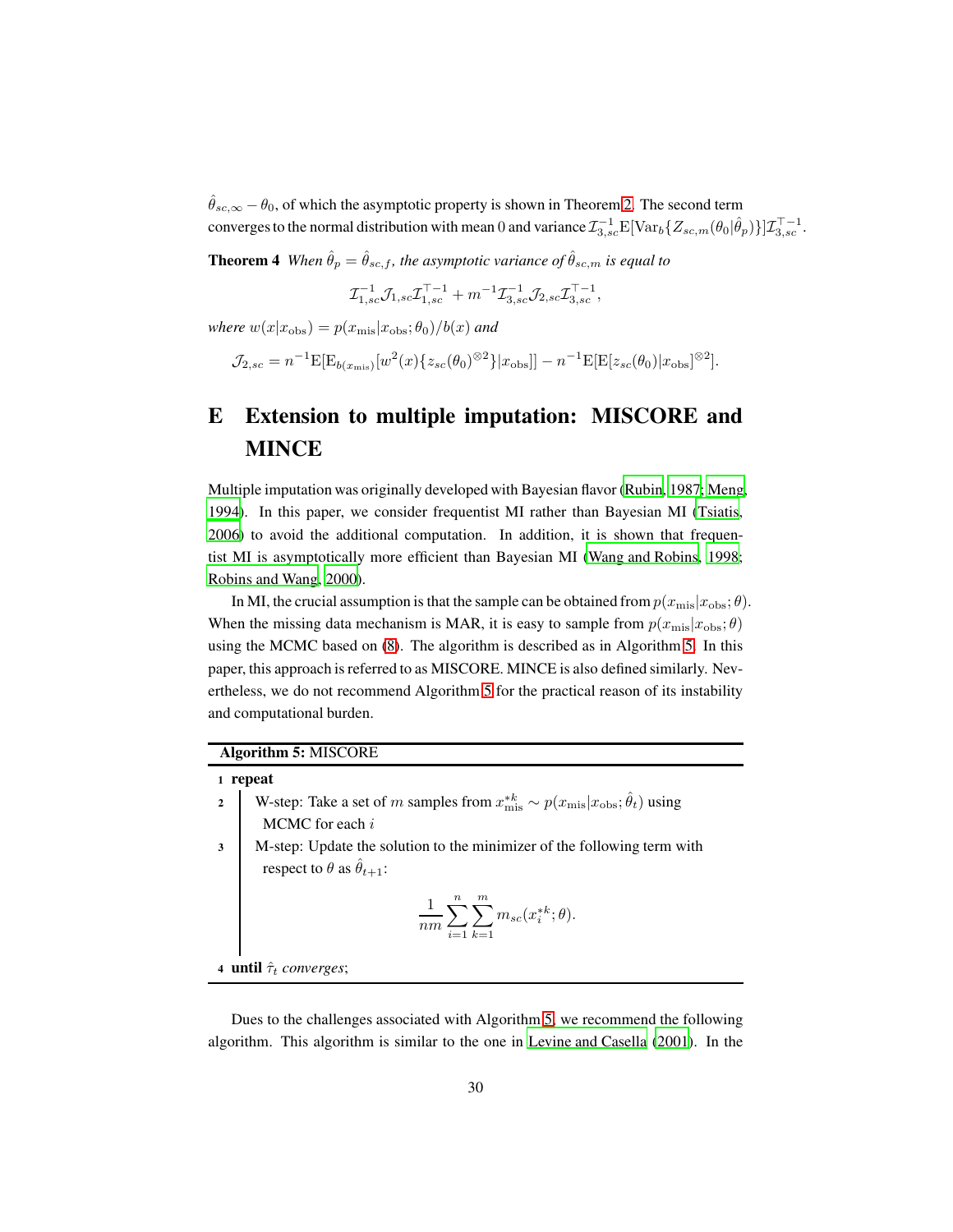$\hat{\theta}_{sc,\infty} - \theta_0$, of which the asymptotic property is shown in Theorem 2. The second term converges to the normal distribution with mean 0 and variance $\mathcal{I}_{3,sc}^{-1}\mathrm{E}[\mathrm{Var}_b\{Z_{sc,m}(\theta_0|\hat{\theta}_p)\}]\mathcal{I}_{3,sc}^{\top -1}$.

**Theorem 4** *When $\hat{\theta}_p = \hat{\theta}_{sc,f}$, the asymptotic variance of $\hat{\theta}_{sc,m}$ is equal to*

$$\mathcal{I}_{1,sc}^{-1}\mathcal{J}_{1,sc}\mathcal{I}_{1,sc}^{\top -1} + m^{-1}\mathcal{I}_{3,sc}^{-1}\mathcal{J}_{2,sc}\mathcal{I}_{3,sc}^{\top -1},$$

*where $w(x|x_{\mathrm{obs}}) = p(x_{\mathrm{mis}}|x_{\mathrm{obs}};\theta_0)/b(x)$ and*

$$\mathcal{J}_{2,sc} = n^{-1}\mathrm{E}[\mathrm{E}_{b(x_{\mathrm{mis}})}[w^2(x)\{z_{sc}(\theta_0)^{\otimes 2}\}|x_{\mathrm{obs}}]] - n^{-1}\mathrm{E}[\mathrm{E}[z_{sc}(\theta_0)|x_{\mathrm{obs}}]^{\otimes 2}].$$

# E Extension to multiple imputation: MISCORE and MINCE

Multiple imputation was originally developed with Bayesian flavor (Rubin, 1987; Meng, 1994). In this paper, we consider frequentist MI rather than Bayesian MI (Tsiatis, 2006) to avoid the additional computation. In addition, it is shown that frequentist MI is asymptotically more efficient than Bayesian MI (Wang and Robins, 1998; Robins and Wang, 2000).

In MI, the crucial assumption is that the sample can be obtained from $p(x_{\mathrm{mis}}|x_{\mathrm{obs}};\theta)$. When the missing data mechanism is MAR, it is easy to sample from $p(x_{\mathrm{mis}}|x_{\mathrm{obs}};\theta)$ using the MCMC based on (8). The algorithm is described as in Algorithm 5. In this paper, this approach is referred to as MISCORE. MINCE is also defined similarly. Nevertheless, we do not recommend Algorithm 5 for the practical reason of its instability and computational burden.

---

**Algorithm 5:** MISCORE

1 **repeat**

2 W-step: Take a set of $m$ samples from $x_{\mathrm{mis}}^{*k} \sim p(x_{\mathrm{mis}}|x_{\mathrm{obs}};\hat{\theta}_t)$ using MCMC for each $i$

3 M-step: Update the solution to the minimizer of the following term with respect to $\theta$ as $\hat{\theta}_{t+1}$:

$$\frac{1}{nm}\sum_{i=1}^{n}\sum_{k=1}^{m} m_{sc}(x_i^{*k};\theta).$$

4 **until** $\hat{\tau}_t$ *converges*;

---

Dues to the challenges associated with Algorithm 5, we recommend the following algorithm. This algorithm is similar to the one in Levine and Casella (2001). In the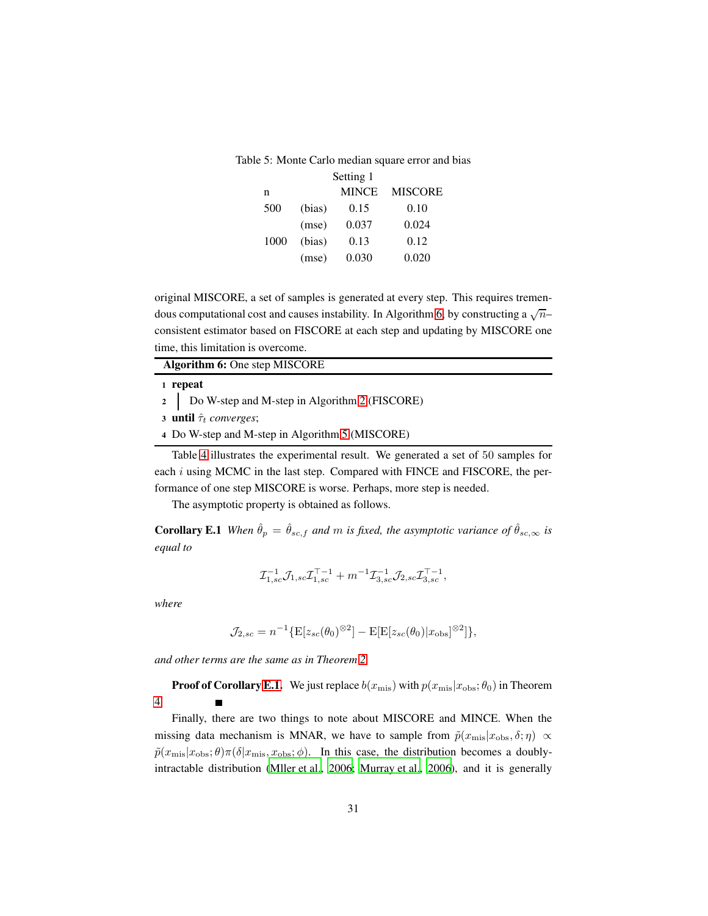Table 5: Monte Carlo median square error and bias

| | | Setting 1 | |
|---|---|---|---|
| n | | MINCE | MISCORE |
| 500 | (bias) | 0.15 | 0.10 |
| | (mse) | 0.037 | 0.024 |
| 1000 | (bias) | 0.13 | 0.12 |
| | (mse) | 0.030 | 0.020 |

original MISCORE, a set of samples is generated at every step. This requires tremendous computational cost and causes instability. In Algorithm 6, by constructing a $\sqrt{n}$–consistent estimator based on FISCORE at each step and updating by MISCORE one time, this limitation is overcome.

**Algorithm 6:** One step MISCORE

```
1 repeat
2 |  Do W-step and M-step in Algorithm 2 (FISCORE)
3 until τ̂_t converges;
4 Do W-step and M-step in Algorithm 5 (MISCORE)
```

Table 4 illustrates the experimental result. We generated a set of 50 samples for each $i$ using MCMC in the last step. Compared with FINCE and FISCORE, the performance of one step MISCORE is worse. Perhaps, more step is needed.

The asymptotic property is obtained as follows.

**Corollary E.1** *When $\hat{\theta}_p = \hat{\theta}_{sc,f}$ and $m$ is fixed, the asymptotic variance of $\hat{\theta}_{sc,\infty}$ is equal to*

$$\mathcal{I}_{1,sc}^{-1}\mathcal{J}_{1,sc}\mathcal{I}_{1,sc}^{\top -1} + m^{-1}\mathcal{I}_{3,sc}^{-1}\mathcal{J}_{2,sc}\mathcal{I}_{3,sc}^{\top -1},$$

*where*

$$\mathcal{J}_{2,sc} = n^{-1}\{\mathrm{E}[z_{sc}(\theta_0)^{\otimes 2}] - \mathrm{E}[\mathrm{E}[z_{sc}(\theta_0)|x_{\mathrm{obs}}]^{\otimes 2}]\},$$

*and other terms are the same as in Theorem 2.*

**Proof of Corollary E.1.** We just replace $b(x_{\mathrm{mis}})$ with $p(x_{\mathrm{mis}}|x_{\mathrm{obs}};\theta_0)$ in Theorem 4. ■

Finally, there are two things to note about MISCORE and MINCE. When the missing data mechanism is MNAR, we have to sample from $\tilde{p}(x_{\mathrm{mis}}|x_{\mathrm{obs}},\delta;\eta) \propto \tilde{p}(x_{\mathrm{mis}}|x_{\mathrm{obs}};\theta)\pi(\delta|x_{\mathrm{mis}},x_{\mathrm{obs}};\phi)$. In this case, the distribution becomes a doubly-intractable distribution (Mller et al., 2006; Murray et al., 2006), and it is generally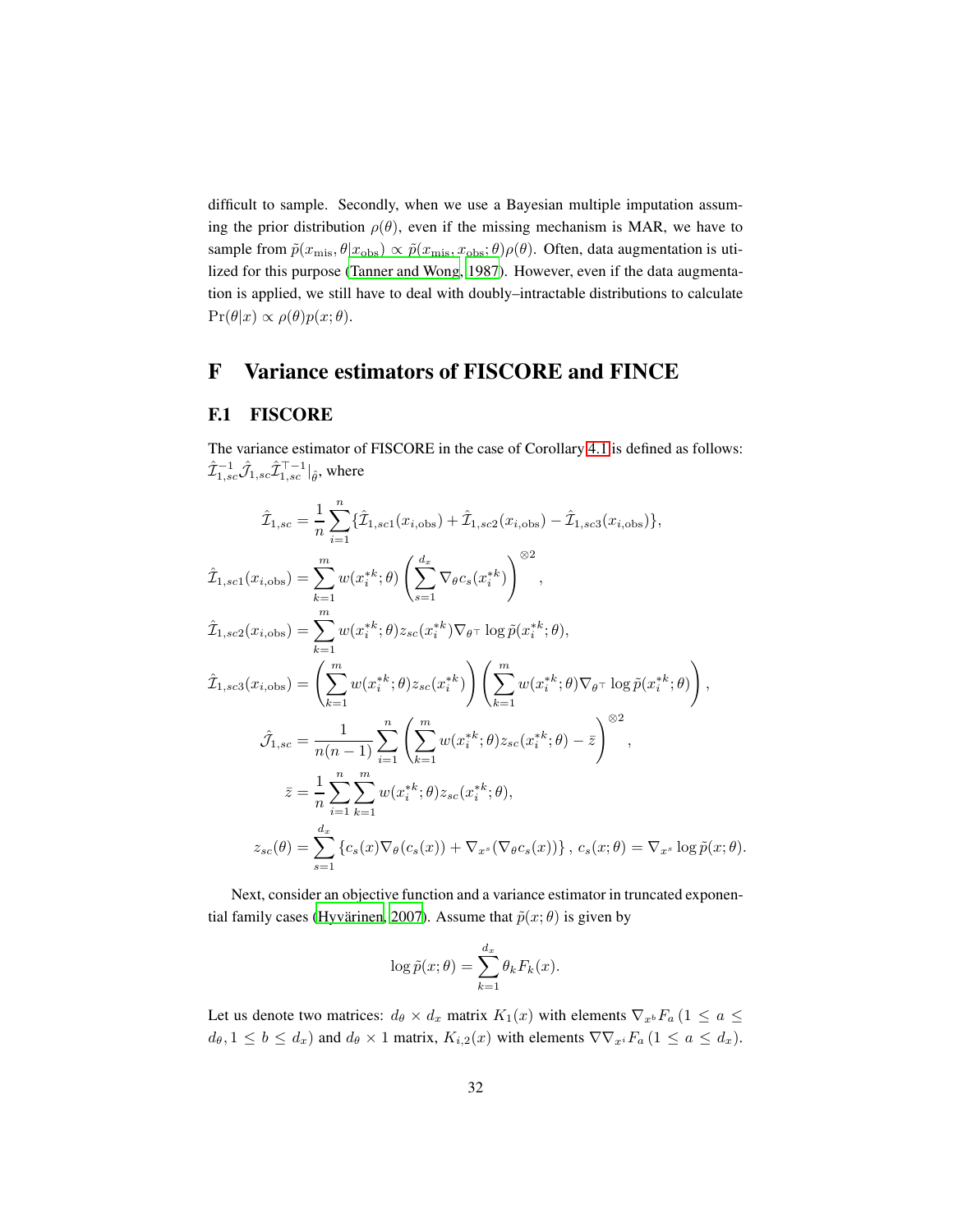difficult to sample. Secondly, when we use a Bayesian multiple imputation assuming the prior distribution $\rho(\theta)$, even if the missing mechanism is MAR, we have to sample from $\tilde{p}(x_{\text{mis}}, \theta | x_{\text{obs}}) \propto \tilde{p}(x_{\text{mis}}, x_{\text{obs}}; \theta)\rho(\theta)$. Often, data augmentation is utilized for this purpose (Tanner and Wong, 1987). However, even if the data augmentation is applied, we still have to deal with doubly–intractable distributions to calculate $\Pr(\theta|x) \propto \rho(\theta)p(x;\theta)$.

# F Variance estimators of FISCORE and FINCE

## F.1 FISCORE

The variance estimator of FISCORE in the case of Corollary 4.1 is defined as follows: $\hat{\mathcal{I}}_{1,sc}^{-1}\hat{\mathcal{J}}_{1,sc}\hat{\mathcal{I}}_{1,sc}^{\top -1}|_{\hat{\theta}}$, where

$$
\begin{aligned}
\hat{\mathcal{I}}_{1,sc} &= \frac{1}{n}\sum_{i=1}^{n}\{\hat{\mathcal{I}}_{1,sc1}(x_{i,\text{obs}}) + \hat{\mathcal{I}}_{1,sc2}(x_{i,\text{obs}}) - \hat{\mathcal{I}}_{1,sc3}(x_{i,\text{obs}})\},\\
\hat{\mathcal{I}}_{1,sc1}(x_{i,\text{obs}}) &= \sum_{k=1}^{m} w(x_i^{*k};\theta)\left(\sum_{s=1}^{d_x}\nabla_\theta c_s(x_i^{*k})\right)^{\otimes 2},\\
\hat{\mathcal{I}}_{1,sc2}(x_{i,\text{obs}}) &= \sum_{k=1}^{m} w(x_i^{*k};\theta) z_{sc}(x_i^{*k})\nabla_{\theta^\top}\log\tilde{p}(x_i^{*k};\theta),\\
\hat{\mathcal{I}}_{1,sc3}(x_{i,\text{obs}}) &= \left(\sum_{k=1}^{m} w(x_i^{*k};\theta) z_{sc}(x_i^{*k})\right)\left(\sum_{k=1}^{m} w(x_i^{*k};\theta)\nabla_{\theta^\top}\log\tilde{p}(x_i^{*k};\theta)\right),\\
\hat{\mathcal{J}}_{1,sc} &= \frac{1}{n(n-1)}\sum_{i=1}^{n}\left(\sum_{k=1}^{m} w(x_i^{*k};\theta) z_{sc}(x_i^{*k};\theta) - \bar{z}\right)^{\otimes 2},\\
\bar{z} &= \frac{1}{n}\sum_{i=1}^{n}\sum_{k=1}^{m} w(x_i^{*k};\theta) z_{sc}(x_i^{*k};\theta),\\
z_{sc}(\theta) &= \sum_{s=1}^{d_x}\left\{c_s(x)\nabla_\theta(c_s(x)) + \nabla_{x^s}(\nabla_\theta c_s(x))\right\},\ c_s(x;\theta) = \nabla_{x^s}\log\tilde{p}(x;\theta).
\end{aligned}
$$

Next, consider an objective function and a variance estimator in truncated exponential family cases (Hyvärinen, 2007). Assume that $\tilde{p}(x;\theta)$ is given by

$$
\log\tilde{p}(x;\theta) = \sum_{k=1}^{d_x}\theta_k F_k(x).
$$

Let us denote two matrices: $d_\theta \times d_x$ matrix $K_1(x)$ with elements $\nabla_{x^b}F_a\,(1 \leq a \leq d_\theta, 1 \leq b \leq d_x)$ and $d_\theta \times 1$ matrix, $K_{i,2}(x)$ with elements $\nabla\nabla_{x^i}F_a\,(1 \leq a \leq d_x)$.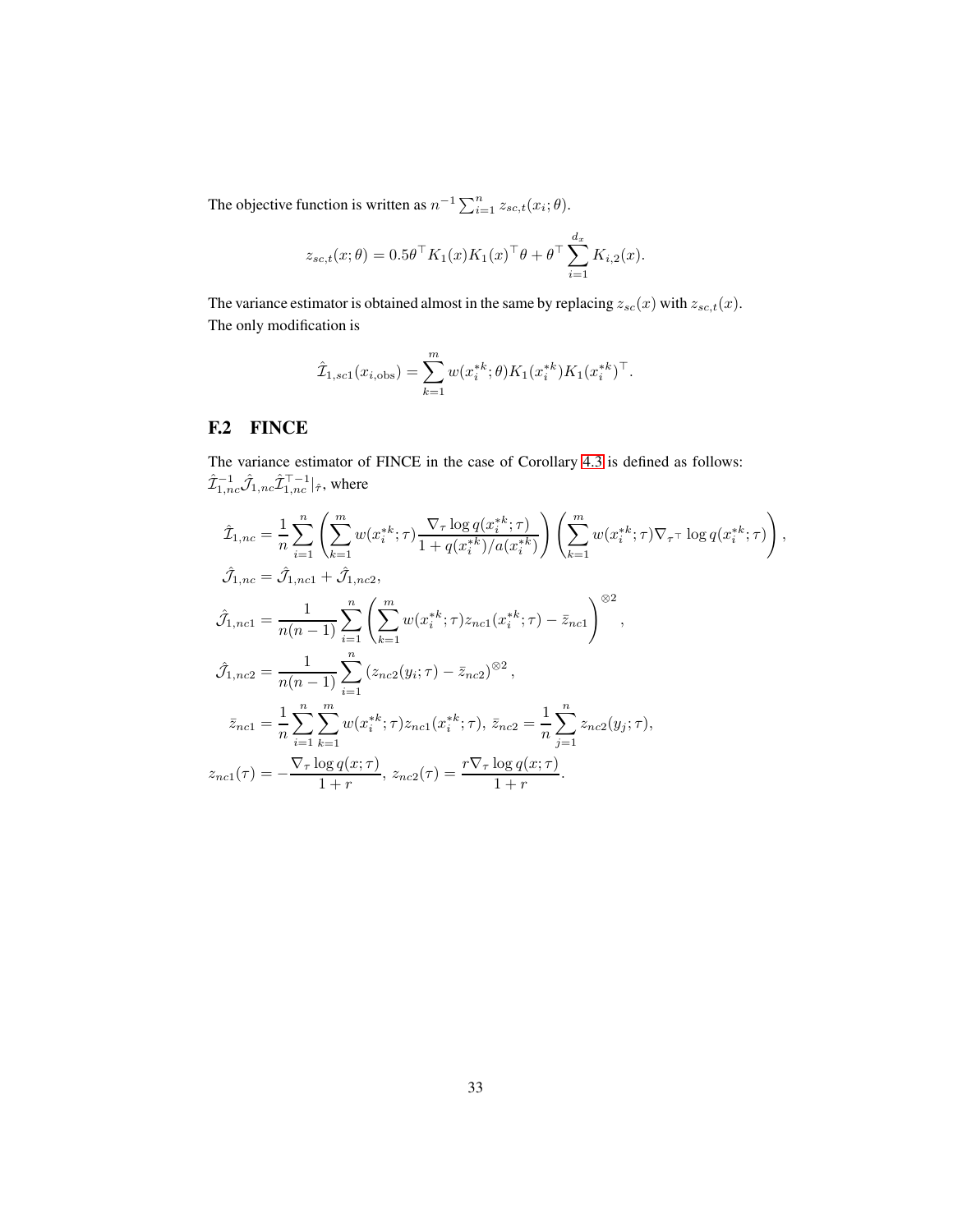The objective function is written as $n^{-1}\sum_{i=1}^{n} z_{sc,t}(x_i;\theta)$.

$$z_{sc,t}(x;\theta) = 0.5\theta^\top K_1(x)K_1(x)^\top\theta + \theta^\top \sum_{i=1}^{d_x} K_{i,2}(x).$$

The variance estimator is obtained almost in the same by replacing $z_{sc}(x)$ with $z_{sc,t}(x)$. The only modification is

$$\hat{\mathcal{I}}_{1,sc1}(x_{i,\mathrm{obs}}) = \sum_{k=1}^{m} w(x_i^{*k};\theta)K_1(x_i^{*k})K_1(x_i^{*k})^\top.$$

## F.2 FINCE

The variance estimator of FINCE in the case of Corollary 4.3 is defined as follows: $\hat{\mathcal{I}}_{1,nc}^{-1}\hat{\mathcal{J}}_{1,nc}\hat{\mathcal{I}}_{1,nc}^{\top -1}|_{\hat{\tau}}$, where

$$\hat{\mathcal{I}}_{1,nc} = \frac{1}{n}\sum_{i=1}^{n}\left(\sum_{k=1}^{m} w(x_i^{*k};\tau)\frac{\nabla_\tau \log q(x_i^{*k};\tau)}{1+q(x_i^{*k})/a(x_i^{*k})}\right)\left(\sum_{k=1}^{m} w(x_i^{*k};\tau)\nabla_{\tau^\top}\log q(x_i^{*k};\tau)\right),$$

$$\hat{\mathcal{J}}_{1,nc} = \hat{\mathcal{J}}_{1,nc1} + \hat{\mathcal{J}}_{1,nc2},$$

$$\hat{\mathcal{J}}_{1,nc1} = \frac{1}{n(n-1)}\sum_{i=1}^{n}\left(\sum_{k=1}^{m} w(x_i^{*k};\tau)z_{nc1}(x_i^{*k};\tau) - \bar{z}_{nc1}\right)^{\otimes 2},$$

$$\hat{\mathcal{J}}_{1,nc2} = \frac{1}{n(n-1)}\sum_{i=1}^{n}\left(z_{nc2}(y_i;\tau) - \bar{z}_{nc2}\right)^{\otimes 2},$$

$$\bar{z}_{nc1} = \frac{1}{n}\sum_{i=1}^{n}\sum_{k=1}^{m} w(x_i^{*k};\tau)z_{nc1}(x_i^{*k};\tau),\ \bar{z}_{nc2} = \frac{1}{n}\sum_{j=1}^{n} z_{nc2}(y_j;\tau),$$

$$z_{nc1}(\tau) = -\frac{\nabla_\tau \log q(x;\tau)}{1+r},\ z_{nc2}(\tau) = \frac{r\nabla_\tau \log q(x;\tau)}{1+r}.$$